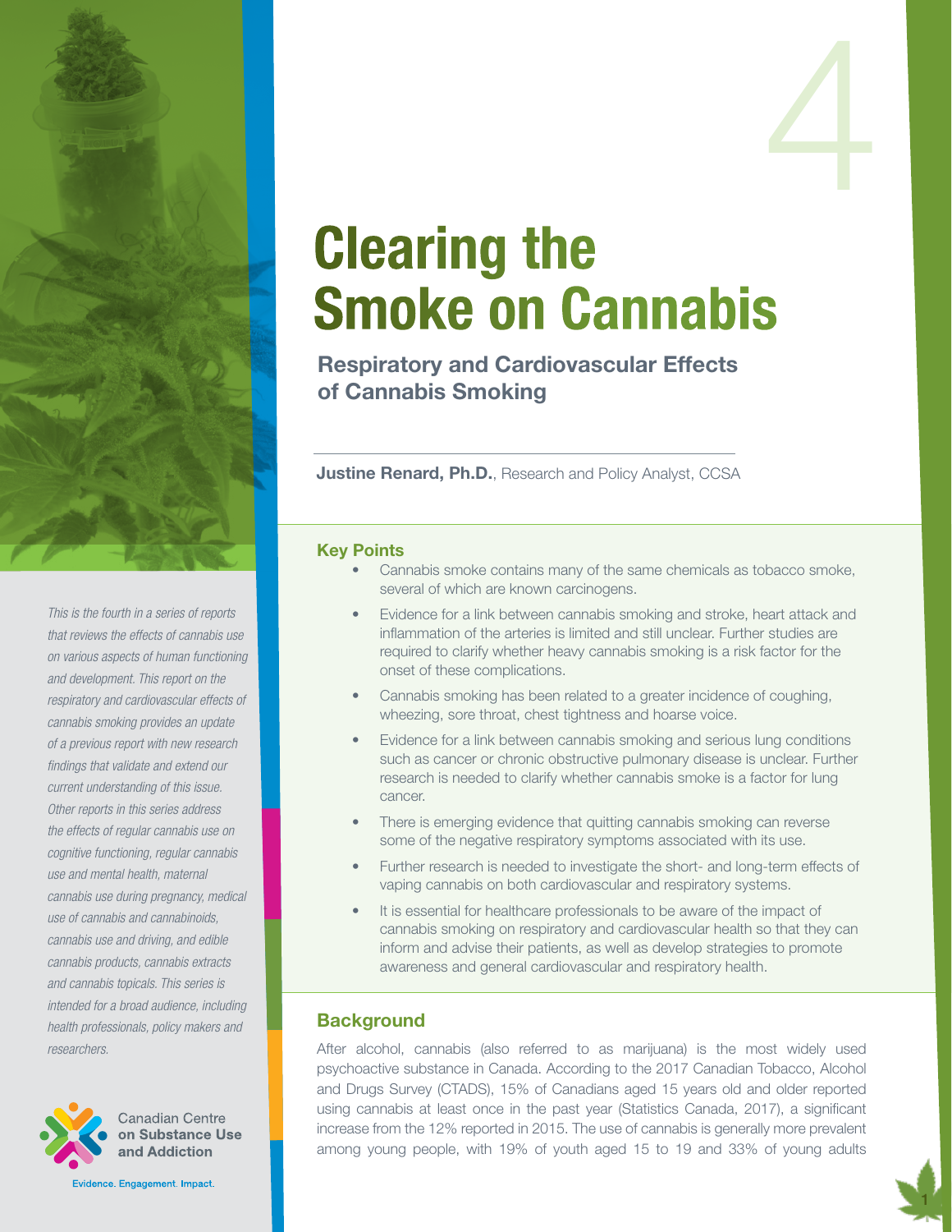# Clearing the Smoke on Cannabis

## Respiratory and Cardiovascular Effects of Cannabis Smoking

**Justine Renard, Ph.D.**, Research and Policy Analyst, CCSA

*This is the fourth in a series of reports that reviews the effects of cannabis use on various aspects of human functioning and development. This report on the respiratory and cardiovascular effects of cannabis smoking provides an update of a previous report with new research findings that validate and extend our current understanding of this issue. Other reports in this series address the effects of regular cannabis use on cognitive functioning, regular cannabis use and mental health, maternal cannabis use during pregnancy, medical use of cannabis and cannabinoids, cannabis use and driving, and edible cannabis products, cannabis extracts and cannabis topicals. This series is intended for a broad audience, including health professionals, policy makers and researchers.*

Canadian Centre on Substance Use and Addiction

Evidence. Engagement. Impact.

### Key Points

- Cannabis smoke contains many of the same chemicals as tobacco smoke, several of which are known carcinogens.
- Evidence for a link between cannabis smoking and stroke, heart attack and inflammation of the arteries is limited and still unclear. Further studies are required to clarify whether heavy cannabis smoking is a risk factor for the onset of these complications.
- Cannabis smoking has been related to a greater incidence of coughing, wheezing, sore throat, chest tightness and hoarse voice.
- Evidence for a link between cannabis smoking and serious lung conditions such as cancer or chronic obstructive pulmonary disease is unclear. Further research is needed to clarify whether cannabis smoke is a factor for lung cancer.
- There is emerging evidence that quitting cannabis smoking can reverse some of the negative respiratory symptoms associated with its use.
- Further research is needed to investigate the short- and long-term effects of vaping cannabis on both cardiovascular and respiratory systems.
- It is essential for healthcare professionals to be aware of the impact of cannabis smoking on respiratory and cardiovascular health so that they can inform and advise their patients, as well as develop strategies to promote awareness and general cardiovascular and respiratory health.

## Background

After alcohol, cannabis (also referred to as marijuana) is the most widely used psychoactive substance in Canada. According to the 2017 Canadian Tobacco, Alcohol and Drugs Survey (CTADS), 15% of Canadians aged 15 years old and older reported using cannabis at least once in the past year (Statistics Canada, 2017), a significant increase from the 12% reported in 2015. The use of cannabis is generally more prevalent among young people, with 19% of youth aged 15 to 19 and 33% of young adults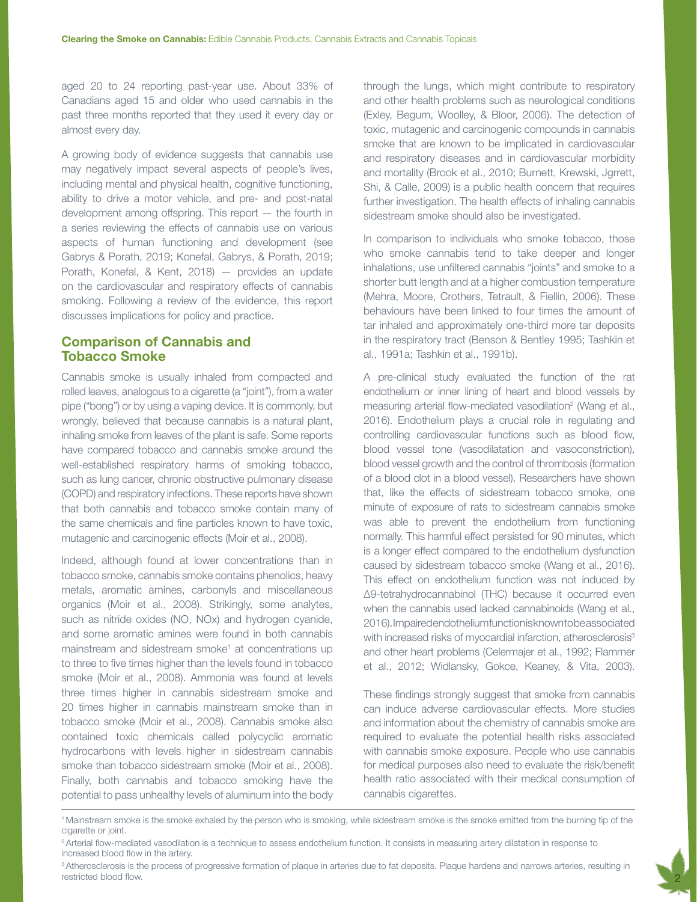aged 20 to 24 reporting past-year use. About 33% of Canadians aged 15 and older who used cannabis in the past three months reported that they used it every day or almost every day.

A growing body of evidence suggests that cannabis use may negatively impact several aspects of people's lives, including mental and physical health, cognitive functioning, ability to drive a motor vehicle, and pre- and post-natal development among offspring. This report — the fourth in a series reviewing the effects of cannabis use on various aspects of human functioning and development (see Gabrys & Porath, 2019; Konefal, Gabrys, & Porath, 2019; Porath, Konefal, & Kent, 2018) — provides an update on the cardiovascular and respiratory effects of cannabis smoking. Following a review of the evidence, this report discusses implications for policy and practice.

## Comparison of Cannabis and Tobacco Smoke

Cannabis smoke is usually inhaled from compacted and rolled leaves, analogous to a cigarette (a "joint"), from a water pipe ("bong") or by using a vaping device. It is commonly, but wrongly, believed that because cannabis is a natural plant, inhaling smoke from leaves of the plant is safe. Some reports have compared tobacco and cannabis smoke around the well-established respiratory harms of smoking tobacco, such as lung cancer, chronic obstructive pulmonary disease (COPD) and respiratory infections. These reports have shown that both cannabis and tobacco smoke contain many of the same chemicals and fine particles known to have toxic, mutagenic and carcinogenic effects (Moir et al., 2008).

Indeed, although found at lower concentrations than in tobacco smoke, cannabis smoke contains phenolics, heavy metals, aromatic amines, carbonyls and miscellaneous organics (Moir et al., 2008). Strikingly, some analytes, such as nitride oxides (NO, NOx) and hydrogen cyanide, and some aromatic amines were found in both cannabis mainstream and sidestream smoke[1] at concentrations up to three to five times higher than the levels found in tobacco smoke (Moir et al., 2008). Ammonia was found at levels three times higher in cannabis sidestream smoke and 20 times higher in cannabis mainstream smoke than in tobacco smoke (Moir et al., 2008). Cannabis smoke also contained toxic chemicals called polycyclic aromatic hydrocarbons with levels higher in sidestream cannabis smoke than tobacco sidestream smoke (Moir et al., 2008). Finally, both cannabis and tobacco smoking have the potential to pass unhealthy levels of aluminum into the body through the lungs, which might contribute to respiratory and other health problems such as neurological conditions (Exley, Begum, Woolley, & Bloor, 2006). The detection of toxic, mutagenic and carcinogenic compounds in cannabis smoke that are known to be implicated in cardiovascular and respiratory diseases and in cardiovascular morbidity and mortality (Brook et al., 2010; Burnett, Krewski, Jgrrett, Shi, & Calle, 2009) is a public health concern that requires further investigation. The health effects of inhaling cannabis sidestream smoke should also be investigated.

In comparison to individuals who smoke tobacco, those who smoke cannabis tend to take deeper and longer inhalations, use unfiltered cannabis "joints" and smoke to a shorter butt length and at a higher combustion temperature (Mehra, Moore, Crothers, Tetrault, & Fiellin, 2006). These behaviours have been linked to four times the amount of tar inhaled and approximately one-third more tar deposits in the respiratory tract (Benson & Bentley 1995; Tashkin et al., 1991a; Tashkin et al., 1991b).

A pre-clinical study evaluated the function of the rat endothelium or inner lining of heart and blood vessels by measuring arterial flow-mediated vasodilation[2] (Wang et al., 2016). Endothelium plays a crucial role in regulating and controlling cardiovascular functions such as blood flow, blood vessel tone (vasodilatation and vasoconstriction), blood vessel growth and the control of thrombosis (formation of a blood clot in a blood vessel). Researchers have shown that, like the effects of sidestream tobacco smoke, one minute of exposure of rats to sidestream cannabis smoke was able to prevent the endothelium from functioning normally. This harmful effect persisted for 90 minutes, which is a longer effect compared to the endothelium dysfunction caused by sidestream tobacco smoke (Wang et al., 2016). This effect on endothelium function was not induced by Δ9-tetrahydrocannabinol (THC) because it occurred even when the cannabis used lacked cannabinoids (Wang et al., 2016). Impaired endothelium function is known to be associated with increased risks of myocardial infarction, atherosclerosis[3] and other heart problems (Celermajer et al., 1992; Flammer et al., 2012; Widlansky, Gokce, Keaney, & Vita, 2003).

These findings strongly suggest that smoke from cannabis can induce adverse cardiovascular effects. More studies and information about the chemistry of cannabis smoke are required to evaluate the potential health risks associated with cannabis smoke exposure. People who use cannabis for medical purposes also need to evaluate the risk/benefit health ratio associated with their medical consumption of cannabis cigarettes.

---

[1] Mainstream smoke is the smoke exhaled by the person who is smoking, while sidestream smoke is the smoke emitted from the burning tip of the cigarette or joint.

[2] Arterial flow-mediated vasodilation is a technique to assess endothelium function. It consists in measuring artery dilatation in response to increased blood flow in the artery.

[3] Atherosclerosis is the process of progressive formation of plaque in arteries due to fat deposits. Plaque hardens and narrows arteries, resulting in restricted blood flow.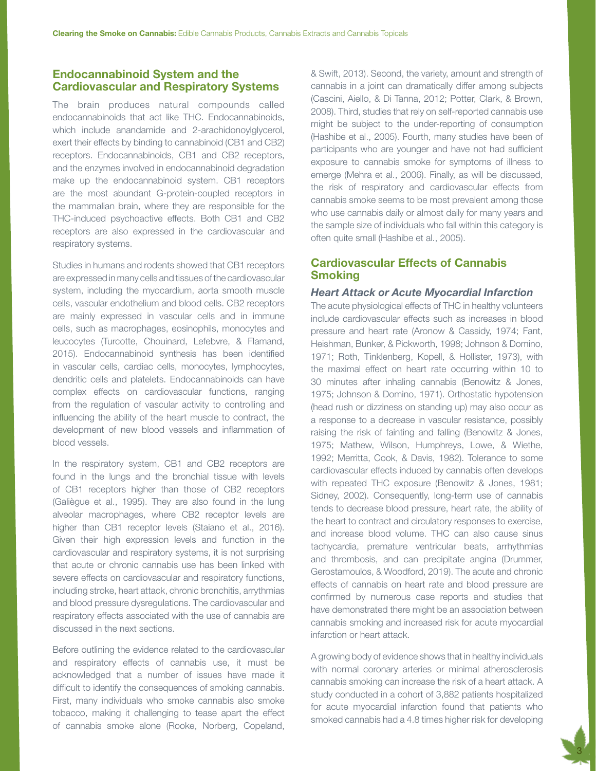## Endocannabinoid System and the Cardiovascular and Respiratory Systems

The brain produces natural compounds called endocannabinoids that act like THC. Endocannabinoids, which include anandamide and 2-arachidonoylglycerol, exert their effects by binding to cannabinoid (CB1 and CB2) receptors. Endocannabinoids, CB1 and CB2 receptors, and the enzymes involved in endocannabinoid degradation make up the endocannabinoid system. CB1 receptors are the most abundant G-protein-coupled receptors in the mammalian brain, where they are responsible for the THC-induced psychoactive effects. Both CB1 and CB2 receptors are also expressed in the cardiovascular and respiratory systems.

Studies in humans and rodents showed that CB1 receptors are expressed in many cells and tissues of the cardiovascular system, including the myocardium, aorta smooth muscle cells, vascular endothelium and blood cells. CB2 receptors are mainly expressed in vascular cells and in immune cells, such as macrophages, eosinophils, monocytes and leucocytes (Turcotte, Chouinard, Lefebvre, & Flamand, 2015). Endocannabinoid synthesis has been identified in vascular cells, cardiac cells, monocytes, lymphocytes, dendritic cells and platelets. Endocannabinoids can have complex effects on cardiovascular functions, ranging from the regulation of vascular activity to controlling and influencing the ability of the heart muscle to contract, the development of new blood vessels and inflammation of blood vessels.

In the respiratory system, CB1 and CB2 receptors are found in the lungs and the bronchial tissue with levels of CB1 receptors higher than those of CB2 receptors (Galiègue et al., 1995). They are also found in the lung alveolar macrophages, where CB2 receptor levels are higher than CB1 receptor levels (Staiano et al., 2016). Given their high expression levels and function in the cardiovascular and respiratory systems, it is not surprising that acute or chronic cannabis use has been linked with severe effects on cardiovascular and respiratory functions, including stroke, heart attack, chronic bronchitis, arrythmias and blood pressure dysregulations. The cardiovascular and respiratory effects associated with the use of cannabis are discussed in the next sections.

Before outlining the evidence related to the cardiovascular and respiratory effects of cannabis use, it must be acknowledged that a number of issues have made it difficult to identify the consequences of smoking cannabis. First, many individuals who smoke cannabis also smoke tobacco, making it challenging to tease apart the effect of cannabis smoke alone (Rooke, Norberg, Copeland, & Swift, 2013). Second, the variety, amount and strength of cannabis in a joint can dramatically differ among subjects (Cascini, Aiello, & Di Tanna, 2012; Potter, Clark, & Brown, 2008). Third, studies that rely on self-reported cannabis use might be subject to the under-reporting of consumption (Hashibe et al., 2005). Fourth, many studies have been of participants who are younger and have not had sufficient exposure to cannabis smoke for symptoms of illness to emerge (Mehra et al., 2006). Finally, as will be discussed, the risk of respiratory and cardiovascular effects from cannabis smoke seems to be most prevalent among those who use cannabis daily or almost daily for many years and the sample size of individuals who fall within this category is often quite small (Hashibe et al., 2005).

## Cardiovascular Effects of Cannabis Smoking

### *Heart Attack or Acute Myocardial Infarction*

The acute physiological effects of THC in healthy volunteers include cardiovascular effects such as increases in blood pressure and heart rate (Aronow & Cassidy, 1974; Fant, Heishman, Bunker, & Pickworth, 1998; Johnson & Domino, 1971; Roth, Tinklenberg, Kopell, & Hollister, 1973), with the maximal effect on heart rate occurring within 10 to 30 minutes after inhaling cannabis (Benowitz & Jones, 1975; Johnson & Domino, 1971). Orthostatic hypotension (head rush or dizziness on standing up) may also occur as a response to a decrease in vascular resistance, possibly raising the risk of fainting and falling (Benowitz & Jones, 1975; Mathew, Wilson, Humphreys, Lowe, & Wiethe, 1992; Merritta, Cook, & Davis, 1982). Tolerance to some cardiovascular effects induced by cannabis often develops with repeated THC exposure (Benowitz & Jones, 1981; Sidney, 2002). Consequently, long-term use of cannabis tends to decrease blood pressure, heart rate, the ability of the heart to contract and circulatory responses to exercise, and increase blood volume. THC can also cause sinus tachycardia, premature ventricular beats, arrhythmias and thrombosis, and can precipitate angina (Drummer, Gerostamoulos, & Woodford, 2019). The acute and chronic effects of cannabis on heart rate and blood pressure are confirmed by numerous case reports and studies that have demonstrated there might be an association between cannabis smoking and increased risk for acute myocardial infarction or heart attack.

A growing body of evidence shows that in healthy individuals with normal coronary arteries or minimal atherosclerosis cannabis smoking can increase the risk of a heart attack. A study conducted in a cohort of 3,882 patients hospitalized for acute myocardial infarction found that patients who smoked cannabis had a 4.8 times higher risk for developing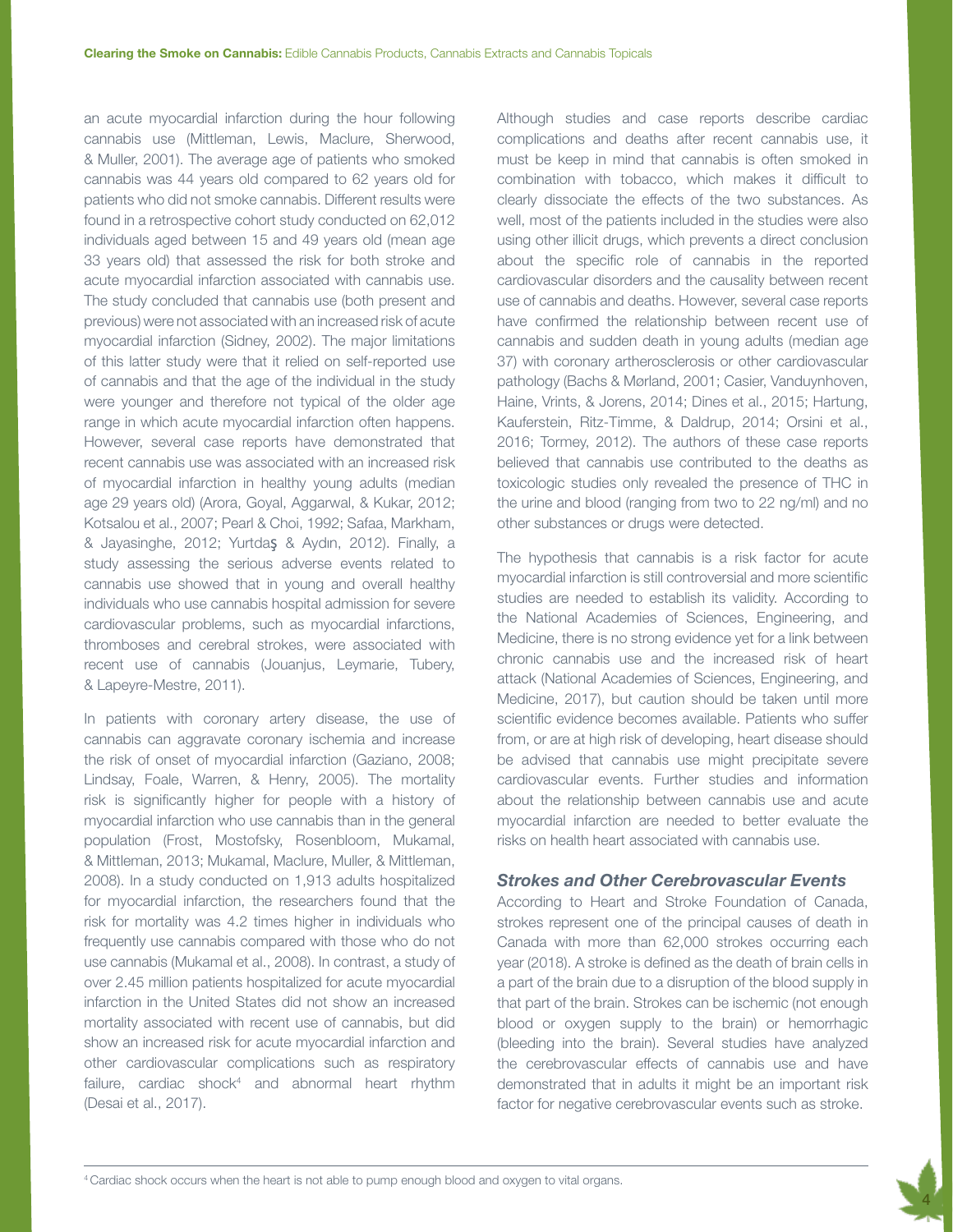an acute myocardial infarction during the hour following cannabis use (Mittleman, Lewis, Maclure, Sherwood, & Muller, 2001). The average age of patients who smoked cannabis was 44 years old compared to 62 years old for patients who did not smoke cannabis. Different results were found in a retrospective cohort study conducted on 62,012 individuals aged between 15 and 49 years old (mean age 33 years old) that assessed the risk for both stroke and acute myocardial infarction associated with cannabis use. The study concluded that cannabis use (both present and previous) were not associated with an increased risk of acute myocardial infarction (Sidney, 2002). The major limitations of this latter study were that it relied on self-reported use of cannabis and that the age of the individual in the study were younger and therefore not typical of the older age range in which acute myocardial infarction often happens. However, several case reports have demonstrated that recent cannabis use was associated with an increased risk of myocardial infarction in healthy young adults (median age 29 years old) (Arora, Goyal, Aggarwal, & Kukar, 2012; Kotsalou et al., 2007; Pearl & Choi, 1992; Safaa, Markham, & Jayasinghe, 2012; Yurtdaş & Aydın, 2012). Finally, a study assessing the serious adverse events related to cannabis use showed that in young and overall healthy individuals who use cannabis hospital admission for severe cardiovascular problems, such as myocardial infarctions, thromboses and cerebral strokes, were associated with recent use of cannabis (Jouanjus, Leymarie, Tubery, & Lapeyre-Mestre, 2011).

In patients with coronary artery disease, the use of cannabis can aggravate coronary ischemia and increase the risk of onset of myocardial infarction (Gaziano, 2008; Lindsay, Foale, Warren, & Henry, 2005). The mortality risk is significantly higher for people with a history of myocardial infarction who use cannabis than in the general population (Frost, Mostofsky, Rosenbloom, Mukamal, & Mittleman, 2013; Mukamal, Maclure, Muller, & Mittleman, 2008). In a study conducted on 1,913 adults hospitalized for myocardial infarction, the researchers found that the risk for mortality was 4.2 times higher in individuals who frequently use cannabis compared with those who do not use cannabis (Mukamal et al., 2008). In contrast, a study of over 2.45 million patients hospitalized for acute myocardial infarction in the United States did not show an increased mortality associated with recent use of cannabis, but did show an increased risk for acute myocardial infarction and other cardiovascular complications such as respiratory failure, cardiac shock[4] and abnormal heart rhythm (Desai et al., 2017).

Although studies and case reports describe cardiac complications and deaths after recent cannabis use, it must be keep in mind that cannabis is often smoked in combination with tobacco, which makes it difficult to clearly dissociate the effects of the two substances. As well, most of the patients included in the studies were also using other illicit drugs, which prevents a direct conclusion about the specific role of cannabis in the reported cardiovascular disorders and the causality between recent use of cannabis and deaths. However, several case reports have confirmed the relationship between recent use of cannabis and sudden death in young adults (median age 37) with coronary artherosclerosis or other cardiovascular pathology (Bachs & Mørland, 2001; Casier, Vanduynhoven, Haine, Vrints, & Jorens, 2014; Dines et al., 2015; Hartung, Kauferstein, Ritz-Timme, & Daldrup, 2014; Orsini et al., 2016; Tormey, 2012). The authors of these case reports believed that cannabis use contributed to the deaths as toxicologic studies only revealed the presence of THC in the urine and blood (ranging from two to 22 ng/ml) and no other substances or drugs were detected.

The hypothesis that cannabis is a risk factor for acute myocardial infarction is still controversial and more scientific studies are needed to establish its validity. According to the National Academies of Sciences, Engineering, and Medicine, there is no strong evidence yet for a link between chronic cannabis use and the increased risk of heart attack (National Academies of Sciences, Engineering, and Medicine, 2017), but caution should be taken until more scientific evidence becomes available. Patients who suffer from, or are at high risk of developing, heart disease should be advised that cannabis use might precipitate severe cardiovascular events. Further studies and information about the relationship between cannabis use and acute myocardial infarction are needed to better evaluate the risks on health heart associated with cannabis use.

### *Strokes and Other Cerebrovascular Events*

According to Heart and Stroke Foundation of Canada, strokes represent one of the principal causes of death in Canada with more than 62,000 strokes occurring each year (2018). A stroke is defined as the death of brain cells in a part of the brain due to a disruption of the blood supply in that part of the brain. Strokes can be ischemic (not enough blood or oxygen supply to the brain) or hemorrhagic (bleeding into the brain). Several studies have analyzed the cerebrovascular effects of cannabis use and have demonstrated that in adults it might be an important risk factor for negative cerebrovascular events such as stroke.

[4] Cardiac shock occurs when the heart is not able to pump enough blood and oxygen to vital organs.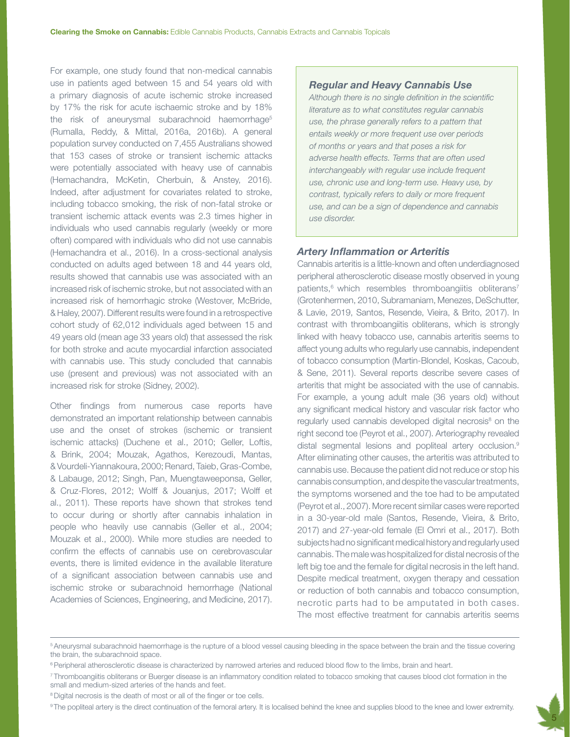For example, one study found that non-medical cannabis use in patients aged between 15 and 54 years old with a primary diagnosis of acute ischemic stroke increased by 17% the risk for acute ischaemic stroke and by 18% the risk of aneurysmal subarachnoid haemorrhage[5] (Rumalla, Reddy, & Mittal, 2016a, 2016b). A general population survey conducted on 7,455 Australians showed that 153 cases of stroke or transient ischemic attacks were potentially associated with heavy use of cannabis (Hemachandra, McKetin, Cherbuin, & Anstey, 2016). Indeed, after adjustment for covariates related to stroke, including tobacco smoking, the risk of non-fatal stroke or transient ischemic attack events was 2.3 times higher in individuals who used cannabis regularly (weekly or more often) compared with individuals who did not use cannabis (Hemachandra et al., 2016). In a cross-sectional analysis conducted on adults aged between 18 and 44 years old, results showed that cannabis use was associated with an increased risk of ischemic stroke, but not associated with an increased risk of hemorrhagic stroke (Westover, McBride, & Haley, 2007). Different results were found in a retrospective cohort study of 62,012 individuals aged between 15 and 49 years old (mean age 33 years old) that assessed the risk for both stroke and acute myocardial infarction associated with cannabis use. This study concluded that cannabis use (present and previous) was not associated with an increased risk for stroke (Sidney, 2002).

Other findings from numerous case reports have demonstrated an important relationship between cannabis use and the onset of strokes (ischemic or transient ischemic attacks) (Duchene et al., 2010; Geller, Loftis, & Brink, 2004; Mouzak, Agathos, Kerezoudi, Mantas, & Vourdeli-Yiannakoura, 2000; Renard, Taieb, Gras-Combe, & Labauge, 2012; Singh, Pan, Muengtaweeponsa, Geller, & Cruz-Flores, 2012; Wolff & Jouanjus, 2017; Wolff et al., 2011). These reports have shown that strokes tend to occur during or shortly after cannabis inhalation in people who heavily use cannabis (Geller et al., 2004; Mouzak et al., 2000). While more studies are needed to confirm the effects of cannabis use on cerebrovascular events, there is limited evidence in the available literature of a significant association between cannabis use and ischemic stroke or subarachnoid hemorrhage (National Academies of Sciences, Engineering, and Medicine, 2017).

### *Regular and Heavy Cannabis Use*

*Although there is no single definition in the scientific literature as to what constitutes regular cannabis use, the phrase generally refers to a pattern that entails weekly or more frequent use over periods of months or years and that poses a risk for adverse health effects. Terms that are often used interchangeably with regular use include frequent use, chronic use and long-term use. Heavy use, by contrast, typically refers to daily or more frequent use, and can be a sign of dependence and cannabis use disorder.*

### *Artery Inflammation or Arteritis*

Cannabis arteritis is a little-known and often underdiagnosed peripheral atherosclerotic disease mostly observed in young patients,[6] which resembles thromboangiitis obliterans[7] (Grotenhermen, 2010, Subramaniam, Menezes, DeSchutter, & Lavie, 2019, Santos, Resende, Vieira, & Brito, 2017). In contrast with thromboangiitis obliterans, which is strongly linked with heavy tobacco use, cannabis arteritis seems to affect young adults who regularly use cannabis, independent of tobacco consumption (Martin-Blondel, Koskas, Cacoub, & Sene, 2011). Several reports describe severe cases of arteritis that might be associated with the use of cannabis. For example, a young adult male (36 years old) without any significant medical history and vascular risk factor who regularly used cannabis developed digital necrosis[8] on the right second toe (Peyrot et al., 2007). Arteriography revealed distal segmental lesions and popliteal artery occlusion.[9] After eliminating other causes, the arteritis was attributed to cannabis use. Because the patient did not reduce or stop his cannabis consumption, and despite the vascular treatments, the symptoms worsened and the toe had to be amputated (Peyrot et al., 2007). More recent similar cases were reported in a 30-year-old male (Santos, Resende, Vieira, & Brito, 2017) and 27-year-old female (El Omri et al., 2017). Both subjects had no significant medical history and regularly used cannabis. The male was hospitalized for distal necrosis of the left big toe and the female for digital necrosis in the left hand. Despite medical treatment, oxygen therapy and cessation or reduction of both cannabis and tobacco consumption, necrotic parts had to be amputated in both cases. The most effective treatment for cannabis arteritis seems

[5] Aneurysmal subarachnoid haemorrhage is the rupture of a blood vessel causing bleeding in the space between the brain and the tissue covering the brain, the subarachnoid space.

[6] Peripheral atherosclerotic disease is characterized by narrowed arteries and reduced blood flow to the limbs, brain and heart.

[7] Thromboangiitis obliterans or Buerger disease is an inflammatory condition related to tobacco smoking that causes blood clot formation in the small and medium-sized arteries of the hands and feet.

[8] Digital necrosis is the death of most or all of the finger or toe cells.

[9] The popliteal artery is the direct continuation of the femoral artery. It is localised behind the knee and supplies blood to the knee and lower extremity.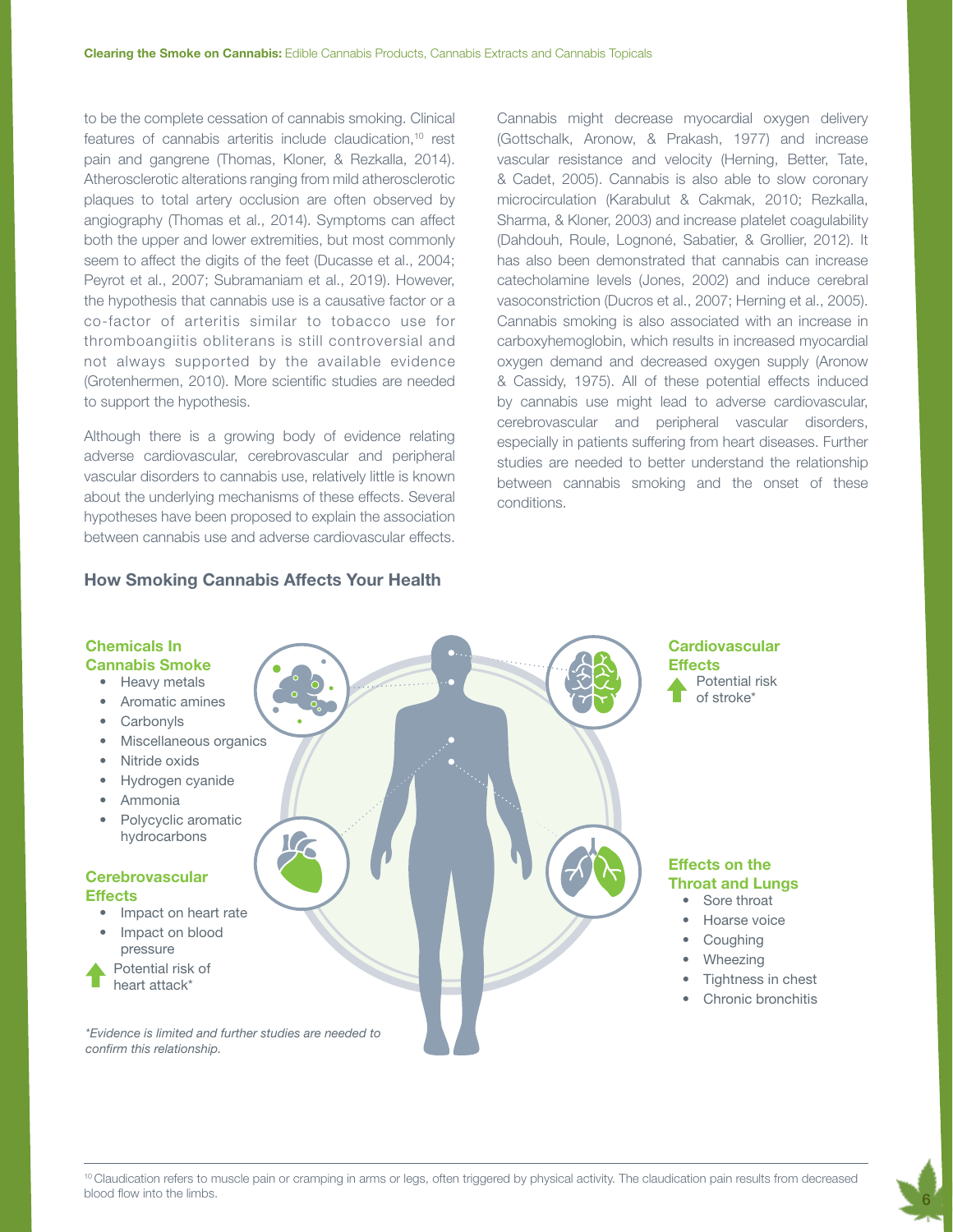to be the complete cessation of cannabis smoking. Clinical features of cannabis arteritis include claudication,[10] rest pain and gangrene (Thomas, Kloner, & Rezkalla, 2014). Atherosclerotic alterations ranging from mild atherosclerotic plaques to total artery occlusion are often observed by angiography (Thomas et al., 2014). Symptoms can affect both the upper and lower extremities, but most commonly seem to affect the digits of the feet (Ducasse et al., 2004; Peyrot et al., 2007; Subramaniam et al., 2019). However, the hypothesis that cannabis use is a causative factor or a co-factor of arteritis similar to tobacco use for thromboangiitis obliterans is still controversial and not always supported by the available evidence (Grotenhermen, 2010). More scientific studies are needed to support the hypothesis.

Although there is a growing body of evidence relating adverse cardiovascular, cerebrovascular and peripheral vascular disorders to cannabis use, relatively little is known about the underlying mechanisms of these effects. Several hypotheses have been proposed to explain the association between cannabis use and adverse cardiovascular effects. Cannabis might decrease myocardial oxygen delivery (Gottschalk, Aronow, & Prakash, 1977) and increase vascular resistance and velocity (Herning, Better, Tate, & Cadet, 2005). Cannabis is also able to slow coronary microcirculation (Karabulut & Cakmak, 2010; Rezkalla, Sharma, & Kloner, 2003) and increase platelet coagulability (Dahdouh, Roule, Lognoné, Sabatier, & Grollier, 2012). It has also been demonstrated that cannabis can increase catecholamine levels (Jones, 2002) and induce cerebral vasoconstriction (Ducros et al., 2007; Herning et al., 2005). Cannabis smoking is also associated with an increase in carboxyhemoglobin, which results in increased myocardial oxygen demand and decreased oxygen supply (Aronow & Cassidy, 1975). All of these potential effects induced by cannabis use might lead to adverse cardiovascular, cerebrovascular and peripheral vascular disorders, especially in patients suffering from heart diseases. Further studies are needed to better understand the relationship between cannabis smoking and the onset of these conditions.

### How Smoking Cannabis Affects Your Health

**Chemicals In Cannabis Smoke**

- Heavy metals
- Aromatic amines
- Carbonyls
- Miscellaneous organics
- Nitride oxids
- Hydrogen cyanide
- Ammonia
- Polycyclic aromatic hydrocarbons

**Cerebrovascular Effects**

- Impact on heart rate
- Impact on blood pressure

↑ Potential risk of heart attack*

**Cardiovascular Effects**

↑ Potential risk of stroke*

**Effects on the Throat and Lungs**

- Sore throat
- Hoarse voice
- Coughing
- Wheezing
- Tightness in chest
- Chronic bronchitis

*\*Evidence is limited and further studies are needed to confirm this relationship.*

---

[10] Claudication refers to muscle pain or cramping in arms or legs, often triggered by physical activity. The claudication pain results from decreased blood flow into the limbs.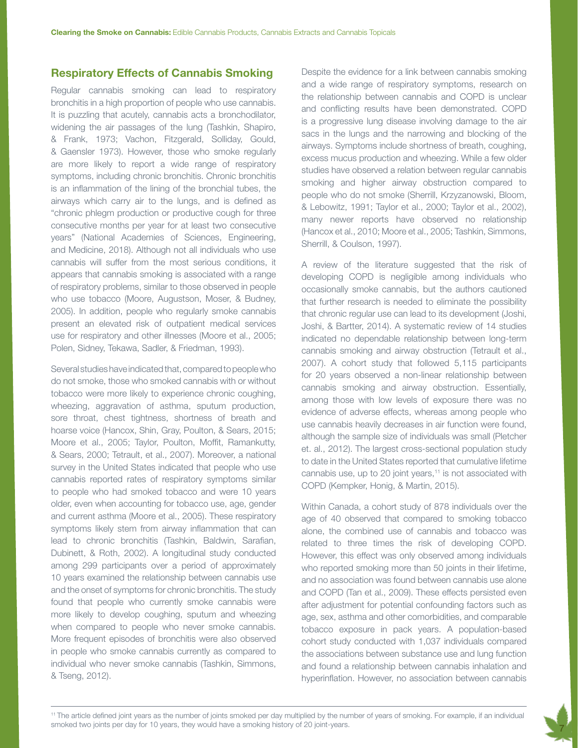## Respiratory Effects of Cannabis Smoking

Regular cannabis smoking can lead to respiratory bronchitis in a high proportion of people who use cannabis. It is puzzling that acutely, cannabis acts a bronchodilator, widening the air passages of the lung (Tashkin, Shapiro, & Frank, 1973; Vachon, Fitzgerald, Solliday, Gould, & Gaensler 1973). However, those who smoke regularly are more likely to report a wide range of respiratory symptoms, including chronic bronchitis. Chronic bronchitis is an inflammation of the lining of the bronchial tubes, the airways which carry air to the lungs, and is defined as "chronic phlegm production or productive cough for three consecutive months per year for at least two consecutive years" (National Academies of Sciences, Engineering, and Medicine, 2018). Although not all individuals who use cannabis will suffer from the most serious conditions, it appears that cannabis smoking is associated with a range of respiratory problems, similar to those observed in people who use tobacco (Moore, Augustson, Moser, & Budney, 2005). In addition, people who regularly smoke cannabis present an elevated risk of outpatient medical services use for respiratory and other illnesses (Moore et al., 2005; Polen, Sidney, Tekawa, Sadler, & Friedman, 1993).

Several studies have indicated that, compared to people who do not smoke, those who smoked cannabis with or without tobacco were more likely to experience chronic coughing, wheezing, aggravation of asthma, sputum production, sore throat, chest tightness, shortness of breath and hoarse voice (Hancox, Shin, Gray, Poulton, & Sears, 2015; Moore et al., 2005; Taylor, Poulton, Moffit, Ramankutty, & Sears, 2000; Tetrault, et al., 2007). Moreover, a national survey in the United States indicated that people who use cannabis reported rates of respiratory symptoms similar to people who had smoked tobacco and were 10 years older, even when accounting for tobacco use, age, gender and current asthma (Moore et al., 2005). These respiratory symptoms likely stem from airway inflammation that can lead to chronic bronchitis (Tashkin, Baldwin, Sarafian, Dubinett, & Roth, 2002). A longitudinal study conducted among 299 participants over a period of approximately 10 years examined the relationship between cannabis use and the onset of symptoms for chronic bronchitis. The study found that people who currently smoke cannabis were more likely to develop coughing, sputum and wheezing when compared to people who never smoke cannabis. More frequent episodes of bronchitis were also observed in people who smoke cannabis currently as compared to individual who never smoke cannabis (Tashkin, Simmons, & Tseng, 2012).

Despite the evidence for a link between cannabis smoking and a wide range of respiratory symptoms, research on the relationship between cannabis and COPD is unclear and conflicting results have been demonstrated. COPD is a progressive lung disease involving damage to the air sacs in the lungs and the narrowing and blocking of the airways. Symptoms include shortness of breath, coughing, excess mucus production and wheezing. While a few older studies have observed a relation between regular cannabis smoking and higher airway obstruction compared to people who do not smoke (Sherrill, Krzyzanowski, Bloom, & Lebowitz, 1991; Taylor et al., 2000; Taylor et al., 2002), many newer reports have observed no relationship (Hancox et al., 2010; Moore et al., 2005; Tashkin, Simmons, Sherrill, & Coulson, 1997).

A review of the literature suggested that the risk of developing COPD is negligible among individuals who occasionally smoke cannabis, but the authors cautioned that further research is needed to eliminate the possibility that chronic regular use can lead to its development (Joshi, Joshi, & Bartter, 2014). A systematic review of 14 studies indicated no dependable relationship between long-term cannabis smoking and airway obstruction (Tetrault et al., 2007). A cohort study that followed 5,115 participants for 20 years observed a non-linear relationship between cannabis smoking and airway obstruction. Essentially, among those with low levels of exposure there was no evidence of adverse effects, whereas among people who use cannabis heavily decreases in air function were found, although the sample size of individuals was small (Pletcher et. al., 2012). The largest cross-sectional population study to date in the United States reported that cumulative lifetime cannabis use, up to 20 joint years,[11] is not associated with COPD (Kempker, Honig, & Martin, 2015).

Within Canada, a cohort study of 878 individuals over the age of 40 observed that compared to smoking tobacco alone, the combined use of cannabis and tobacco was related to three times the risk of developing COPD. However, this effect was only observed among individuals who reported smoking more than 50 joints in their lifetime, and no association was found between cannabis use alone and COPD (Tan et al., 2009). These effects persisted even after adjustment for potential confounding factors such as age, sex, asthma and other comorbidities, and comparable tobacco exposure in pack years. A population-based cohort study conducted with 1,037 individuals compared the associations between substance use and lung function and found a relationship between cannabis inhalation and hyperinflation. However, no association between cannabis

[11] The article defined joint years as the number of joints smoked per day multiplied by the number of years of smoking. For example, if an individual smoked two joints per day for 10 years, they would have a smoking history of 20 joint-years.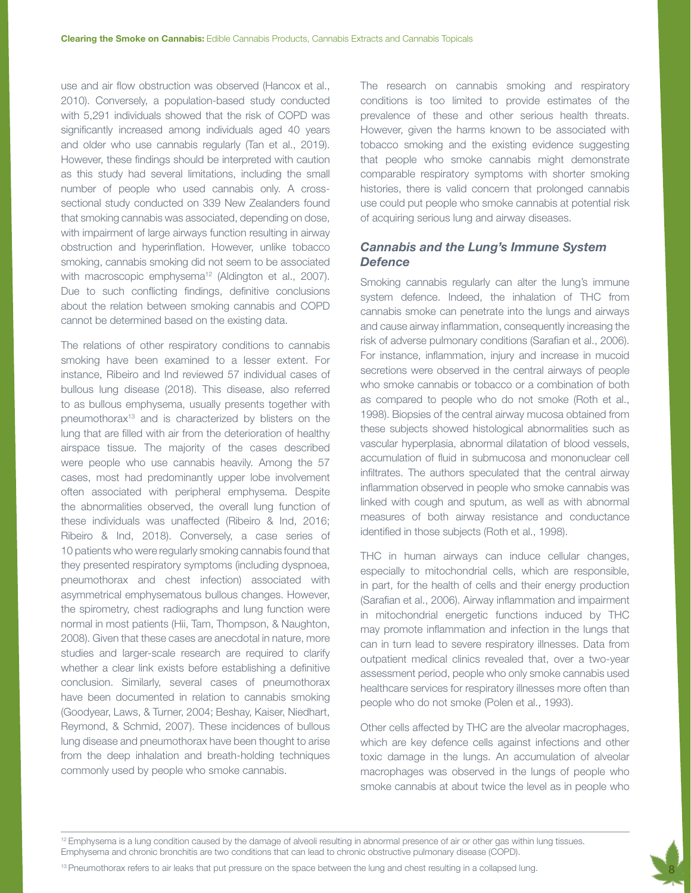use and air flow obstruction was observed (Hancox et al., 2010). Conversely, a population-based study conducted with 5,291 individuals showed that the risk of COPD was significantly increased among individuals aged 40 years and older who use cannabis regularly (Tan et al., 2019). However, these findings should be interpreted with caution as this study had several limitations, including the small number of people who used cannabis only. A cross-sectional study conducted on 339 New Zealanders found that smoking cannabis was associated, depending on dose, with impairment of large airways function resulting in airway obstruction and hyperinflation. However, unlike tobacco smoking, cannabis smoking did not seem to be associated with macroscopic emphysema[12] (Aldington et al., 2007). Due to such conflicting findings, definitive conclusions about the relation between smoking cannabis and COPD cannot be determined based on the existing data.

The relations of other respiratory conditions to cannabis smoking have been examined to a lesser extent. For instance, Ribeiro and Ind reviewed 57 individual cases of bullous lung disease (2018). This disease, also referred to as bullous emphysema, usually presents together with pneumothorax[13] and is characterized by blisters on the lung that are filled with air from the deterioration of healthy airspace tissue. The majority of the cases described were people who use cannabis heavily. Among the 57 cases, most had predominantly upper lobe involvement often associated with peripheral emphysema. Despite the abnormalities observed, the overall lung function of these individuals was unaffected (Ribeiro & Ind, 2016; Ribeiro & Ind, 2018). Conversely, a case series of 10 patients who were regularly smoking cannabis found that they presented respiratory symptoms (including dyspnoea, pneumothorax and chest infection) associated with asymmetrical emphysematous bullous changes. However, the spirometry, chest radiographs and lung function were normal in most patients (Hii, Tam, Thompson, & Naughton, 2008). Given that these cases are anecdotal in nature, more studies and larger-scale research are required to clarify whether a clear link exists before establishing a definitive conclusion. Similarly, several cases of pneumothorax have been documented in relation to cannabis smoking (Goodyear, Laws, & Turner, 2004; Beshay, Kaiser, Niedhart, Reymond, & Schmid, 2007). These incidences of bullous lung disease and pneumothorax have been thought to arise from the deep inhalation and breath-holding techniques commonly used by people who smoke cannabis.

The research on cannabis smoking and respiratory conditions is too limited to provide estimates of the prevalence of these and other serious health threats. However, given the harms known to be associated with tobacco smoking and the existing evidence suggesting that people who smoke cannabis might demonstrate comparable respiratory symptoms with shorter smoking histories, there is valid concern that prolonged cannabis use could put people who smoke cannabis at potential risk of acquiring serious lung and airway diseases.

### *Cannabis and the Lung's Immune System Defence*

Smoking cannabis regularly can alter the lung's immune system defence. Indeed, the inhalation of THC from cannabis smoke can penetrate into the lungs and airways and cause airway inflammation, consequently increasing the risk of adverse pulmonary conditions (Sarafian et al., 2006). For instance, inflammation, injury and increase in mucoid secretions were observed in the central airways of people who smoke cannabis or tobacco or a combination of both as compared to people who do not smoke (Roth et al., 1998). Biopsies of the central airway mucosa obtained from these subjects showed histological abnormalities such as vascular hyperplasia, abnormal dilatation of blood vessels, accumulation of fluid in submucosa and mononuclear cell infiltrates. The authors speculated that the central airway inflammation observed in people who smoke cannabis was linked with cough and sputum, as well as with abnormal measures of both airway resistance and conductance identified in those subjects (Roth et al., 1998).

THC in human airways can induce cellular changes, especially to mitochondrial cells, which are responsible, in part, for the health of cells and their energy production (Sarafian et al., 2006). Airway inflammation and impairment in mitochondrial energetic functions induced by THC may promote inflammation and infection in the lungs that can in turn lead to severe respiratory illnesses. Data from outpatient medical clinics revealed that, over a two-year assessment period, people who only smoke cannabis used healthcare services for respiratory illnesses more often than people who do not smoke (Polen et al., 1993).

Other cells affected by THC are the alveolar macrophages, which are key defence cells against infections and other toxic damage in the lungs. An accumulation of alveolar macrophages was observed in the lungs of people who smoke cannabis at about twice the level as in people who

---

[12] Emphysema is a lung condition caused by the damage of alveoli resulting in abnormal presence of air or other gas within lung tissues. Emphysema and chronic bronchitis are two conditions that can lead to chronic obstructive pulmonary disease (COPD).

[13] Pneumothorax refers to air leaks that put pressure on the space between the lung and chest resulting in a collapsed lung.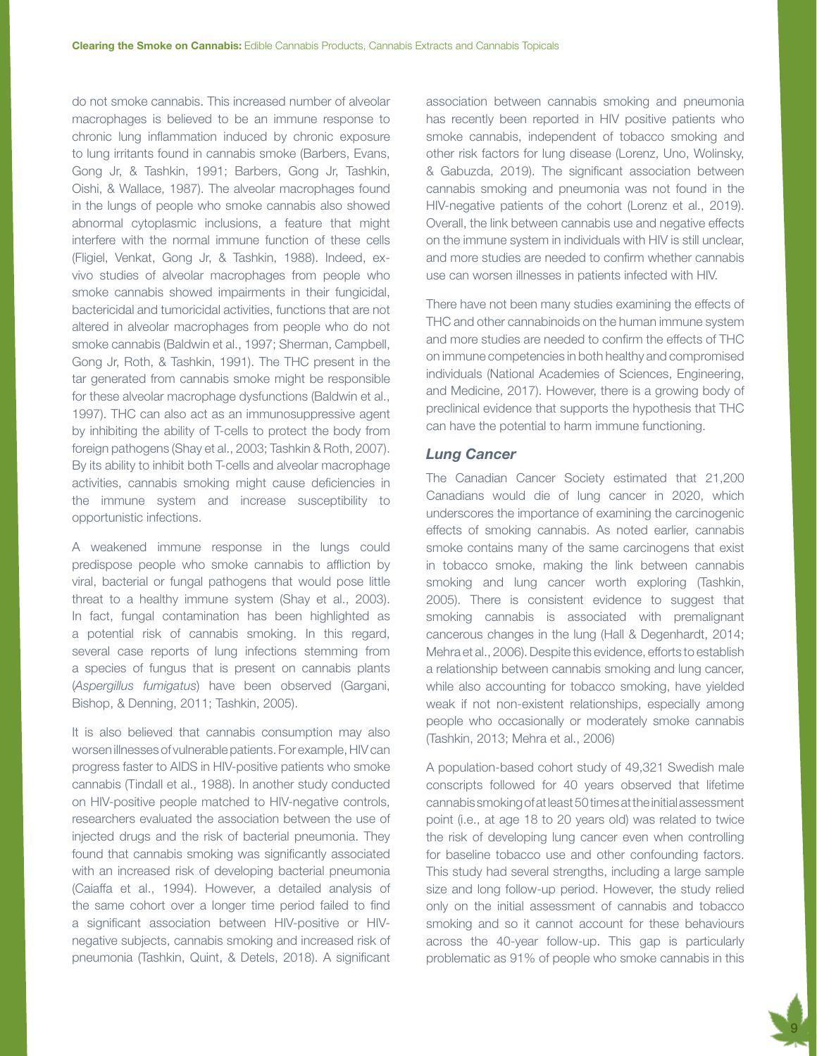do not smoke cannabis. This increased number of alveolar macrophages is believed to be an immune response to chronic lung inflammation induced by chronic exposure to lung irritants found in cannabis smoke (Barbers, Evans, Gong Jr, & Tashkin, 1991; Barbers, Gong Jr, Tashkin, Oishi, & Wallace, 1987). The alveolar macrophages found in the lungs of people who smoke cannabis also showed abnormal cytoplasmic inclusions, a feature that might interfere with the normal immune function of these cells (Fligiel, Venkat, Gong Jr, & Tashkin, 1988). Indeed, ex-vivo studies of alveolar macrophages from people who smoke cannabis showed impairments in their fungicidal, bactericidal and tumoricidal activities, functions that are not altered in alveolar macrophages from people who do not smoke cannabis (Baldwin et al., 1997; Sherman, Campbell, Gong Jr, Roth, & Tashkin, 1991). The THC present in the tar generated from cannabis smoke might be responsible for these alveolar macrophage dysfunctions (Baldwin et al., 1997). THC can also act as an immunosuppressive agent by inhibiting the ability of T-cells to protect the body from foreign pathogens (Shay et al., 2003; Tashkin & Roth, 2007). By its ability to inhibit both T-cells and alveolar macrophage activities, cannabis smoking might cause deficiencies in the immune system and increase susceptibility to opportunistic infections.

A weakened immune response in the lungs could predispose people who smoke cannabis to affliction by viral, bacterial or fungal pathogens that would pose little threat to a healthy immune system (Shay et al., 2003). In fact, fungal contamination has been highlighted as a potential risk of cannabis smoking. In this regard, several case reports of lung infections stemming from a species of fungus that is present on cannabis plants (*Aspergillus fumigatus*) have been observed (Gargani, Bishop, & Denning, 2011; Tashkin, 2005).

It is also believed that cannabis consumption may also worsen illnesses of vulnerable patients. For example, HIV can progress faster to AIDS in HIV-positive patients who smoke cannabis (Tindall et al., 1988). In another study conducted on HIV-positive people matched to HIV-negative controls, researchers evaluated the association between the use of injected drugs and the risk of bacterial pneumonia. They found that cannabis smoking was significantly associated with an increased risk of developing bacterial pneumonia (Caiaffa et al., 1994). However, a detailed analysis of the same cohort over a longer time period failed to find a significant association between HIV-positive or HIV-negative subjects, cannabis smoking and increased risk of pneumonia (Tashkin, Quint, & Detels, 2018). A significant association between cannabis smoking and pneumonia has recently been reported in HIV positive patients who smoke cannabis, independent of tobacco smoking and other risk factors for lung disease (Lorenz, Uno, Wolinsky, & Gabuzda, 2019). The significant association between cannabis smoking and pneumonia was not found in the HIV-negative patients of the cohort (Lorenz et al., 2019). Overall, the link between cannabis use and negative effects on the immune system in individuals with HIV is still unclear, and more studies are needed to confirm whether cannabis use can worsen illnesses in patients infected with HIV.

There have not been many studies examining the effects of THC and other cannabinoids on the human immune system and more studies are needed to confirm the effects of THC on immune competencies in both healthy and compromised individuals (National Academies of Sciences, Engineering, and Medicine, 2017). However, there is a growing body of preclinical evidence that supports the hypothesis that THC can have the potential to harm immune functioning.

### *Lung Cancer*

The Canadian Cancer Society estimated that 21,200 Canadians would die of lung cancer in 2020, which underscores the importance of examining the carcinogenic effects of smoking cannabis. As noted earlier, cannabis smoke contains many of the same carcinogens that exist in tobacco smoke, making the link between cannabis smoking and lung cancer worth exploring (Tashkin, 2005). There is consistent evidence to suggest that smoking cannabis is associated with premalignant cancerous changes in the lung (Hall & Degenhardt, 2014; Mehra et al., 2006). Despite this evidence, efforts to establish a relationship between cannabis smoking and lung cancer, while also accounting for tobacco smoking, have yielded weak if not non-existent relationships, especially among people who occasionally or moderately smoke cannabis (Tashkin, 2013; Mehra et al., 2006)

A population-based cohort study of 49,321 Swedish male conscripts followed for 40 years observed that lifetime cannabis smoking of at least 50 times at the initial assessment point (i.e., at age 18 to 20 years old) was related to twice the risk of developing lung cancer even when controlling for baseline tobacco use and other confounding factors. This study had several strengths, including a large sample size and long follow-up period. However, the study relied only on the initial assessment of cannabis and tobacco smoking and so it cannot account for these behaviours across the 40-year follow-up. This gap is particularly problematic as 91% of people who smoke cannabis in this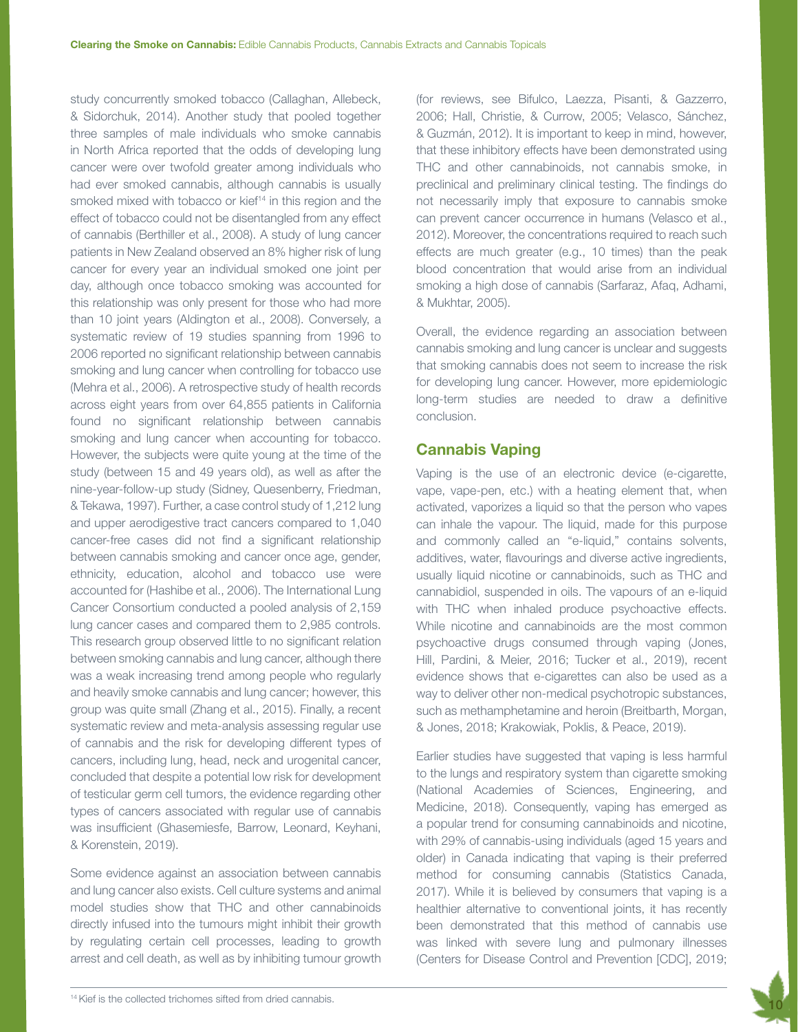study concurrently smoked tobacco (Callaghan, Allebeck, & Sidorchuk, 2014). Another study that pooled together three samples of male individuals who smoke cannabis in North Africa reported that the odds of developing lung cancer were over twofold greater among individuals who had ever smoked cannabis, although cannabis is usually smoked mixed with tobacco or kief[14] in this region and the effect of tobacco could not be disentangled from any effect of cannabis (Berthiller et al., 2008). A study of lung cancer patients in New Zealand observed an 8% higher risk of lung cancer for every year an individual smoked one joint per day, although once tobacco smoking was accounted for this relationship was only present for those who had more than 10 joint years (Aldington et al., 2008). Conversely, a systematic review of 19 studies spanning from 1996 to 2006 reported no significant relationship between cannabis smoking and lung cancer when controlling for tobacco use (Mehra et al., 2006). A retrospective study of health records across eight years from over 64,855 patients in California found no significant relationship between cannabis smoking and lung cancer when accounting for tobacco. However, the subjects were quite young at the time of the study (between 15 and 49 years old), as well as after the nine-year-follow-up study (Sidney, Quesenberry, Friedman, & Tekawa, 1997). Further, a case control study of 1,212 lung and upper aerodigestive tract cancers compared to 1,040 cancer-free cases did not find a significant relationship between cannabis smoking and cancer once age, gender, ethnicity, education, alcohol and tobacco use were accounted for (Hashibe et al., 2006). The International Lung Cancer Consortium conducted a pooled analysis of 2,159 lung cancer cases and compared them to 2,985 controls. This research group observed little to no significant relation between smoking cannabis and lung cancer, although there was a weak increasing trend among people who regularly and heavily smoke cannabis and lung cancer; however, this group was quite small (Zhang et al., 2015). Finally, a recent systematic review and meta-analysis assessing regular use of cannabis and the risk for developing different types of cancers, including lung, head, neck and urogenital cancer, concluded that despite a potential low risk for development of testicular germ cell tumors, the evidence regarding other types of cancers associated with regular use of cannabis was insufficient (Ghasemiesfe, Barrow, Leonard, Keyhani, & Korenstein, 2019).

Some evidence against an association between cannabis and lung cancer also exists. Cell culture systems and animal model studies show that THC and other cannabinoids directly infused into the tumours might inhibit their growth by regulating certain cell processes, leading to growth arrest and cell death, as well as by inhibiting tumour growth (for reviews, see Bifulco, Laezza, Pisanti, & Gazzerro, 2006; Hall, Christie, & Currow, 2005; Velasco, Sánchez, & Guzmán, 2012). It is important to keep in mind, however, that these inhibitory effects have been demonstrated using THC and other cannabinoids, not cannabis smoke, in preclinical and preliminary clinical testing. The findings do not necessarily imply that exposure to cannabis smoke can prevent cancer occurrence in humans (Velasco et al., 2012). Moreover, the concentrations required to reach such effects are much greater (e.g., 10 times) than the peak blood concentration that would arise from an individual smoking a high dose of cannabis (Sarfaraz, Afaq, Adhami, & Mukhtar, 2005).

Overall, the evidence regarding an association between cannabis smoking and lung cancer is unclear and suggests that smoking cannabis does not seem to increase the risk for developing lung cancer. However, more epidemiologic long-term studies are needed to draw a definitive conclusion.

## Cannabis Vaping

Vaping is the use of an electronic device (e-cigarette, vape, vape-pen, etc.) with a heating element that, when activated, vaporizes a liquid so that the person who vapes can inhale the vapour. The liquid, made for this purpose and commonly called an "e-liquid," contains solvents, additives, water, flavourings and diverse active ingredients, usually liquid nicotine or cannabinoids, such as THC and cannabidiol, suspended in oils. The vapours of an e-liquid with THC when inhaled produce psychoactive effects. While nicotine and cannabinoids are the most common psychoactive drugs consumed through vaping (Jones, Hill, Pardini, & Meier, 2016; Tucker et al., 2019), recent evidence shows that e-cigarettes can also be used as a way to deliver other non-medical psychotropic substances, such as methamphetamine and heroin (Breitbarth, Morgan, & Jones, 2018; Krakowiak, Poklis, & Peace, 2019).

Earlier studies have suggested that vaping is less harmful to the lungs and respiratory system than cigarette smoking (National Academies of Sciences, Engineering, and Medicine, 2018). Consequently, vaping has emerged as a popular trend for consuming cannabinoids and nicotine, with 29% of cannabis-using individuals (aged 15 years and older) in Canada indicating that vaping is their preferred method for consuming cannabis (Statistics Canada, 2017). While it is believed by consumers that vaping is a healthier alternative to conventional joints, it has recently been demonstrated that this method of cannabis use was linked with severe lung and pulmonary illnesses (Centers for Disease Control and Prevention [CDC], 2019;

[14] Kief is the collected trichomes sifted from dried cannabis.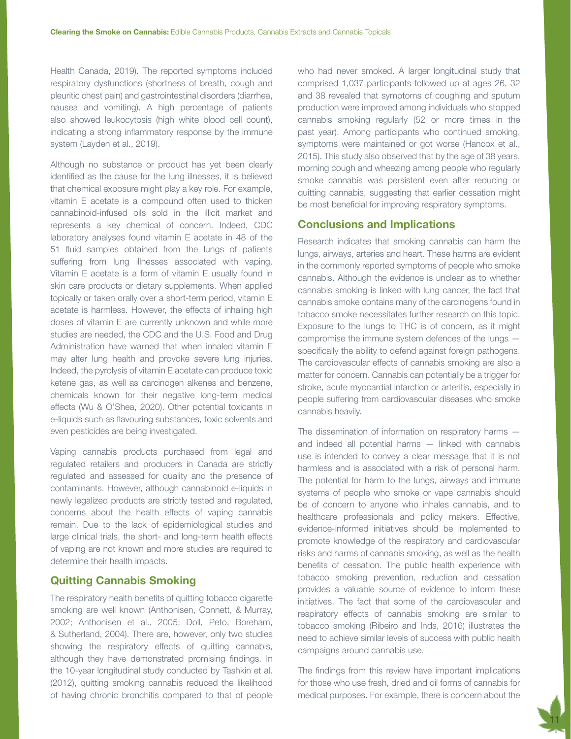Health Canada, 2019). The reported symptoms included respiratory dysfunctions (shortness of breath, cough and pleuritic chest pain) and gastrointestinal disorders (diarrhea, nausea and vomiting). A high percentage of patients also showed leukocytosis (high white blood cell count), indicating a strong inflammatory response by the immune system (Layden et al., 2019).

Although no substance or product has yet been clearly identified as the cause for the lung illnesses, it is believed that chemical exposure might play a key role. For example, vitamin E acetate is a compound often used to thicken cannabinoid-infused oils sold in the illicit market and represents a key chemical of concern. Indeed, CDC laboratory analyses found vitamin E acetate in 48 of the 51 fluid samples obtained from the lungs of patients suffering from lung illnesses associated with vaping. Vitamin E acetate is a form of vitamin E usually found in skin care products or dietary supplements. When applied topically or taken orally over a short-term period, vitamin E acetate is harmless. However, the effects of inhaling high doses of vitamin E are currently unknown and while more studies are needed, the CDC and the U.S. Food and Drug Administration have warned that when inhaled vitamin E may alter lung health and provoke severe lung injuries. Indeed, the pyrolysis of vitamin E acetate can produce toxic ketene gas, as well as carcinogen alkenes and benzene, chemicals known for their negative long-term medical effects (Wu & O'Shea, 2020). Other potential toxicants in e-liquids such as flavouring substances, toxic solvents and even pesticides are being investigated.

Vaping cannabis products purchased from legal and regulated retailers and producers in Canada are strictly regulated and assessed for quality and the presence of contaminants. However, although cannabinoid e-liquids in newly legalized products are strictly tested and regulated, concerns about the health effects of vaping cannabis remain. Due to the lack of epidemiological studies and large clinical trials, the short- and long-term health effects of vaping are not known and more studies are required to determine their health impacts.

## Quitting Cannabis Smoking

The respiratory health benefits of quitting tobacco cigarette smoking are well known (Anthonisen, Connett, & Murray, 2002; Anthonisen et al., 2005; Doll, Peto, Boreham, & Sutherland, 2004). There are, however, only two studies showing the respiratory effects of quitting cannabis, although they have demonstrated promising findings. In the 10-year longitudinal study conducted by Tashkin et al. (2012), quitting smoking cannabis reduced the likelihood of having chronic bronchitis compared to that of people who had never smoked. A larger longitudinal study that comprised 1,037 participants followed up at ages 26, 32 and 38 revealed that symptoms of coughing and sputum production were improved among individuals who stopped cannabis smoking regularly (52 or more times in the past year). Among participants who continued smoking, symptoms were maintained or got worse (Hancox et al., 2015). This study also observed that by the age of 38 years, morning cough and wheezing among people who regularly smoke cannabis was persistent even after reducing or quitting cannabis, suggesting that earlier cessation might be most beneficial for improving respiratory symptoms.

## Conclusions and Implications

Research indicates that smoking cannabis can harm the lungs, airways, arteries and heart. These harms are evident in the commonly reported symptoms of people who smoke cannabis. Although the evidence is unclear as to whether cannabis smoking is linked with lung cancer, the fact that cannabis smoke contains many of the carcinogens found in tobacco smoke necessitates further research on this topic. Exposure to the lungs to THC is of concern, as it might compromise the immune system defences of the lungs — specifically the ability to defend against foreign pathogens. The cardiovascular effects of cannabis smoking are also a matter for concern. Cannabis can potentially be a trigger for stroke, acute myocardial infarction or arteritis, especially in people suffering from cardiovascular diseases who smoke cannabis heavily.

The dissemination of information on respiratory harms — and indeed all potential harms — linked with cannabis use is intended to convey a clear message that it is not harmless and is associated with a risk of personal harm. The potential for harm to the lungs, airways and immune systems of people who smoke or vape cannabis should be of concern to anyone who inhales cannabis, and to healthcare professionals and policy makers. Effective, evidence-informed initiatives should be implemented to promote knowledge of the respiratory and cardiovascular risks and harms of cannabis smoking, as well as the health benefits of cessation. The public health experience with tobacco smoking prevention, reduction and cessation provides a valuable source of evidence to inform these initiatives. The fact that some of the cardiovascular and respiratory effects of cannabis smoking are similar to tobacco smoking (Ribeiro and Inds, 2016) illustrates the need to achieve similar levels of success with public health campaigns around cannabis use.

The findings from this review have important implications for those who use fresh, dried and oil forms of cannabis for medical purposes. For example, there is concern about the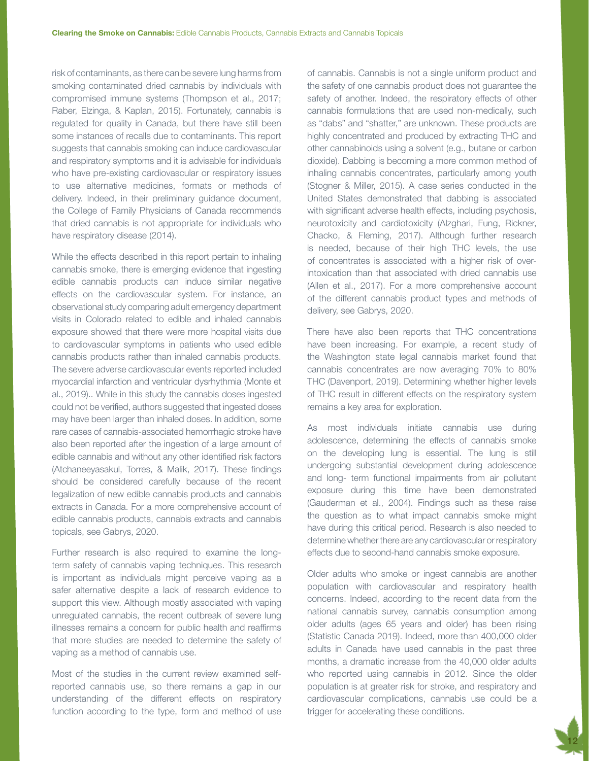risk of contaminants, as there can be severe lung harms from smoking contaminated dried cannabis by individuals with compromised immune systems (Thompson et al., 2017; Raber, Elzinga, & Kaplan, 2015). Fortunately, cannabis is regulated for quality in Canada, but there have still been some instances of recalls due to contaminants. This report suggests that cannabis smoking can induce cardiovascular and respiratory symptoms and it is advisable for individuals who have pre-existing cardiovascular or respiratory issues to use alternative medicines, formats or methods of delivery. Indeed, in their preliminary guidance document, the College of Family Physicians of Canada recommends that dried cannabis is not appropriate for individuals who have respiratory disease (2014).

While the effects described in this report pertain to inhaling cannabis smoke, there is emerging evidence that ingesting edible cannabis products can induce similar negative effects on the cardiovascular system. For instance, an observational study comparing adult emergency department visits in Colorado related to edible and inhaled cannabis exposure showed that there were more hospital visits due to cardiovascular symptoms in patients who used edible cannabis products rather than inhaled cannabis products. The severe adverse cardiovascular events reported included myocardial infarction and ventricular dysrhythmia (Monte et al., 2019).. While in this study the cannabis doses ingested could not be verified, authors suggested that ingested doses may have been larger than inhaled doses. In addition, some rare cases of cannabis-associated hemorrhagic stroke have also been reported after the ingestion of a large amount of edible cannabis and without any other identified risk factors (Atchaneeyasakul, Torres, & Malik, 2017). These findings should be considered carefully because of the recent legalization of new edible cannabis products and cannabis extracts in Canada. For a more comprehensive account of edible cannabis products, cannabis extracts and cannabis topicals, see Gabrys, 2020.

Further research is also required to examine the long-term safety of cannabis vaping techniques. This research is important as individuals might perceive vaping as a safer alternative despite a lack of research evidence to support this view. Although mostly associated with vaping unregulated cannabis, the recent outbreak of severe lung illnesses remains a concern for public health and reaffirms that more studies are needed to determine the safety of vaping as a method of cannabis use.

Most of the studies in the current review examined self-reported cannabis use, so there remains a gap in our understanding of the different effects on respiratory function according to the type, form and method of use of cannabis. Cannabis is not a single uniform product and the safety of one cannabis product does not guarantee the safety of another. Indeed, the respiratory effects of other cannabis formulations that are used non-medically, such as "dabs" and "shatter," are unknown. These products are highly concentrated and produced by extracting THC and other cannabinoids using a solvent (e.g., butane or carbon dioxide). Dabbing is becoming a more common method of inhaling cannabis concentrates, particularly among youth (Stogner & Miller, 2015). A case series conducted in the United States demonstrated that dabbing is associated with significant adverse health effects, including psychosis, neurotoxicity and cardiotoxicity (Alzghari, Fung, Rickner, Chacko, & Fleming, 2017). Although further research is needed, because of their high THC levels, the use of concentrates is associated with a higher risk of over-intoxication than that associated with dried cannabis use (Allen et al., 2017). For a more comprehensive account of the different cannabis product types and methods of delivery, see Gabrys, 2020.

There have also been reports that THC concentrations have been increasing. For example, a recent study of the Washington state legal cannabis market found that cannabis concentrates are now averaging 70% to 80% THC (Davenport, 2019). Determining whether higher levels of THC result in different effects on the respiratory system remains a key area for exploration.

As most individuals initiate cannabis use during adolescence, determining the effects of cannabis smoke on the developing lung is essential. The lung is still undergoing substantial development during adolescence and long- term functional impairments from air pollutant exposure during this time have been demonstrated (Gauderman et al., 2004). Findings such as these raise the question as to what impact cannabis smoke might have during this critical period. Research is also needed to determine whether there are any cardiovascular or respiratory effects due to second-hand cannabis smoke exposure.

Older adults who smoke or ingest cannabis are another population with cardiovascular and respiratory health concerns. Indeed, according to the recent data from the national cannabis survey, cannabis consumption among older adults (ages 65 years and older) has been rising (Statistic Canada 2019). Indeed, more than 400,000 older adults in Canada have used cannabis in the past three months, a dramatic increase from the 40,000 older adults who reported using cannabis in 2012. Since the older population is at greater risk for stroke, and respiratory and cardiovascular complications, cannabis use could be a trigger for accelerating these conditions.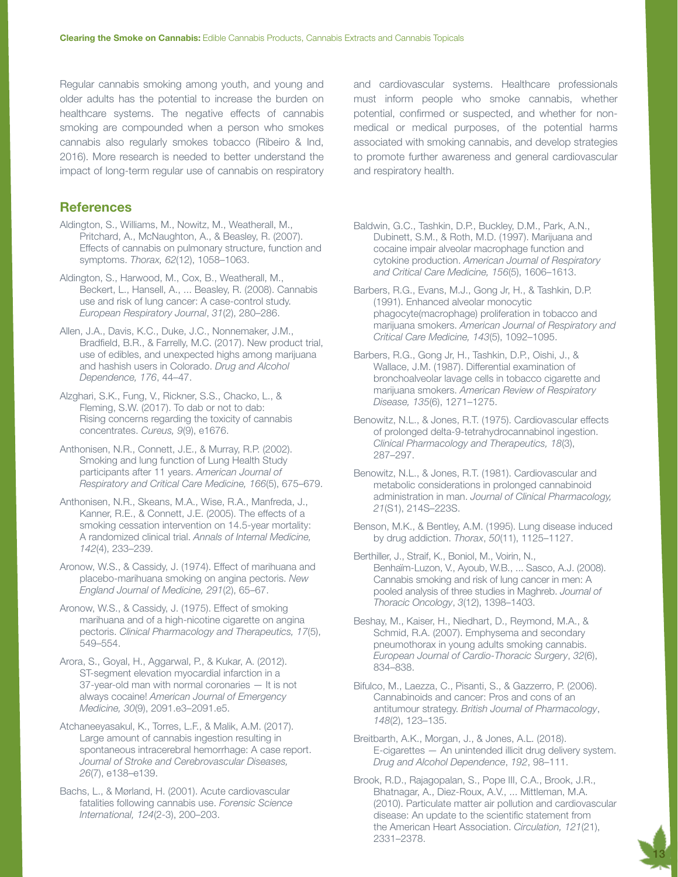Regular cannabis smoking among youth, and young and older adults has the potential to increase the burden on healthcare systems. The negative effects of cannabis smoking are compounded when a person who smokes cannabis also regularly smokes tobacco (Ribeiro & Ind, 2016). More research is needed to better understand the impact of long-term regular use of cannabis on respiratory and cardiovascular systems. Healthcare professionals must inform people who smoke cannabis, whether potential, confirmed or suspected, and whether for non-medical or medical purposes, of the potential harms associated with smoking cannabis, and develop strategies to promote further awareness and general cardiovascular and respiratory health.

## References

Aldington, S., Williams, M., Nowitz, M., Weatherall, M., Pritchard, A., McNaughton, A., & Beasley, R. (2007). Effects of cannabis on pulmonary structure, function and symptoms. *Thorax, 62*(12), 1058–1063.

Aldington, S., Harwood, M., Cox, B., Weatherall, M., Beckert, L., Hansell, A., ... Beasley, R. (2008). Cannabis use and risk of lung cancer: A case-control study. *European Respiratory Journal*, *31*(2), 280–286.

Allen, J.A., Davis, K.C., Duke, J.C., Nonnemaker, J.M., Bradfield, B.R., & Farrelly, M.C. (2017). New product trial, use of edibles, and unexpected highs among marijuana and hashish users in Colorado. *Drug and Alcohol Dependence, 176*, 44–47.

Alzghari, S.K., Fung, V., Rickner, S.S., Chacko, L., & Fleming, S.W. (2017). To dab or not to dab: Rising concerns regarding the toxicity of cannabis concentrates. *Cureus, 9*(9), e1676.

Anthonisen, N.R., Connett, J.E., & Murray, R.P. (2002). Smoking and lung function of Lung Health Study participants after 11 years. *American Journal of Respiratory and Critical Care Medicine, 166*(5), 675–679.

Anthonisen, N.R., Skeans, M.A., Wise, R.A., Manfreda, J., Kanner, R.E., & Connett, J.E. (2005). The effects of a smoking cessation intervention on 14.5-year mortality: A randomized clinical trial. *Annals of Internal Medicine, 142*(4), 233–239.

Aronow, W.S., & Cassidy, J. (1974). Effect of marihuana and placebo-marihuana smoking on angina pectoris. *New England Journal of Medicine, 291*(2), 65–67.

Aronow, W.S., & Cassidy, J. (1975). Effect of smoking marihuana and of a high-nicotine cigarette on angina pectoris. *Clinical Pharmacology and Therapeutics, 17*(5), 549–554.

Arora, S., Goyal, H., Aggarwal, P., & Kukar, A. (2012). ST-segment elevation myocardial infarction in a 37-year-old man with normal coronaries — It is not always cocaine! *American Journal of Emergency Medicine, 30*(9), 2091.e3–2091.e5.

Atchaneeyasakul, K., Torres, L.F., & Malik, A.M. (2017). Large amount of cannabis ingestion resulting in spontaneous intracerebral hemorrhage: A case report. *Journal of Stroke and Cerebrovascular Diseases, 26*(7), e138–e139.

Bachs, L., & Mørland, H. (2001). Acute cardiovascular fatalities following cannabis use. *Forensic Science International, 124*(2-3), 200–203.

Baldwin, G.C., Tashkin, D.P., Buckley, D.M., Park, A.N., Dubinett, S.M., & Roth, M.D. (1997). Marijuana and cocaine impair alveolar macrophage function and cytokine production. *American Journal of Respiratory and Critical Care Medicine, 156*(5), 1606–1613.

Barbers, R.G., Evans, M.J., Gong Jr, H., & Tashkin, D.P. (1991). Enhanced alveolar monocytic phagocyte(macrophage) proliferation in tobacco and marijuana smokers. *American Journal of Respiratory and Critical Care Medicine, 143*(5), 1092–1095.

Barbers, R.G., Gong Jr, H., Tashkin, D.P., Oishi, J., & Wallace, J.M. (1987). Differential examination of bronchoalveolar lavage cells in tobacco cigarette and marijuana smokers. *American Review of Respiratory Disease, 135*(6), 1271–1275.

Benowitz, N.L., & Jones, R.T. (1975). Cardiovascular effects of prolonged delta-9-tetrahydrocannabinol ingestion. *Clinical Pharmacology and Therapeutics, 18*(3), 287–297.

Benowitz, N.L., & Jones, R.T. (1981). Cardiovascular and metabolic considerations in prolonged cannabinoid administration in man. *Journal of Clinical Pharmacology, 21*(S1), 214S–223S.

Benson, M.K., & Bentley, A.M. (1995). Lung disease induced by drug addiction. *Thorax*, *50*(11), 1125–1127.

Berthiller, J., Straif, K., Boniol, M., Voirin, N., Benhaïm-Luzon, V., Ayoub, W.B., ... Sasco, A.J. (2008). Cannabis smoking and risk of lung cancer in men: A pooled analysis of three studies in Maghreb. *Journal of Thoracic Oncology*, *3*(12), 1398–1403.

Beshay, M., Kaiser, H., Niedhart, D., Reymond, M.A., & Schmid, R.A. (2007). Emphysema and secondary pneumothorax in young adults smoking cannabis. *European Journal of Cardio-Thoracic Surgery*, *32*(6), 834–838.

Bifulco, M., Laezza, C., Pisanti, S., & Gazzerro, P. (2006). Cannabinoids and cancer: Pros and cons of an antitumour strategy. *British Journal of Pharmacology*, *148*(2), 123–135.

Breitbarth, A.K., Morgan, J., & Jones, A.L. (2018). E-cigarettes — An unintended illicit drug delivery system. *Drug and Alcohol Dependence*, *192*, 98–111.

Brook, R.D., Rajagopalan, S., Pope III, C.A., Brook, J.R., Bhatnagar, A., Diez-Roux, A.V., ... Mittleman, M.A. (2010). Particulate matter air pollution and cardiovascular disease: An update to the scientific statement from the American Heart Association. *Circulation, 121*(21), 2331–2378.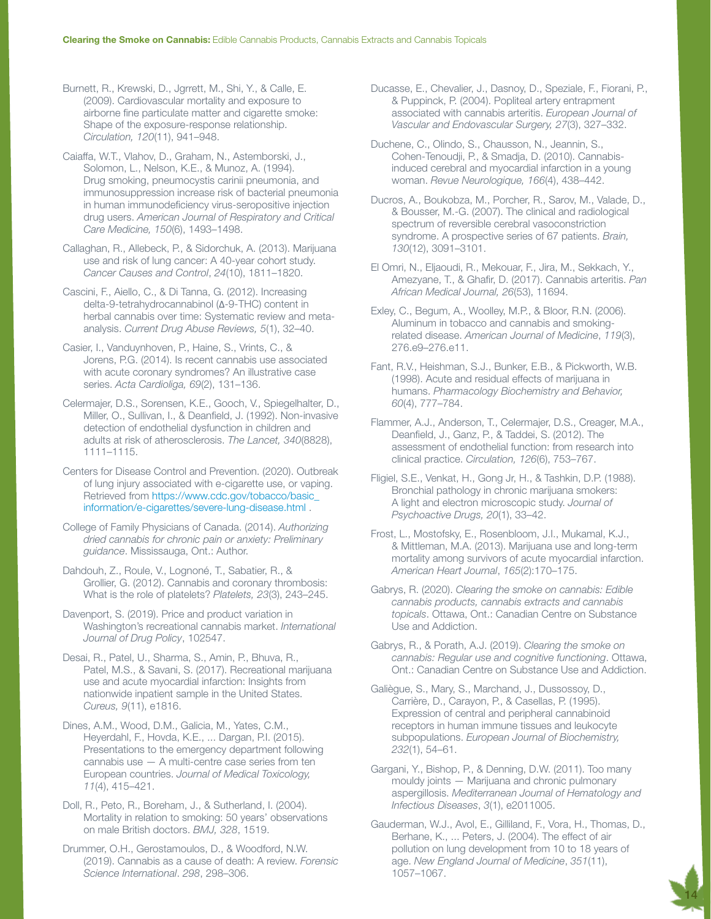Burnett, R., Krewski, D., Jgrrett, M., Shi, Y., & Calle, E. (2009). Cardiovascular mortality and exposure to airborne fine particulate matter and cigarette smoke: Shape of the exposure-response relationship. *Circulation, 120*(11), 941–948.

Caiaffa, W.T., Vlahov, D., Graham, N., Astemborski, J., Solomon, L., Nelson, K.E., & Munoz, A. (1994). Drug smoking, pneumocystis carinii pneumonia, and immunosuppression increase risk of bacterial pneumonia in human immunodeficiency virus-seropositive injection drug users. *American Journal of Respiratory and Critical Care Medicine, 150*(6), 1493–1498.

Callaghan, R., Allebeck, P., & Sidorchuk, A. (2013). Marijuana use and risk of lung cancer: A 40-year cohort study. *Cancer Causes and Control*, *24*(10), 1811–1820.

Cascini, F., Aiello, C., & Di Tanna, G. (2012). Increasing delta-9-tetrahydrocannabinol (Δ-9-THC) content in herbal cannabis over time: Systematic review and meta-analysis. *Current Drug Abuse Reviews, 5*(1), 32–40.

Casier, I., Vanduynhoven, P., Haine, S., Vrints, C., & Jorens, P.G. (2014). Is recent cannabis use associated with acute coronary syndromes? An illustrative case series. *Acta Cardioliga, 69*(2), 131–136.

Celermajer, D.S., Sorensen, K.E., Gooch, V., Spiegelhalter, D., Miller, O., Sullivan, I., & Deanfield, J. (1992). Non-invasive detection of endothelial dysfunction in children and adults at risk of atherosclerosis. *The Lancet, 340*(8828), 1111–1115.

Centers for Disease Control and Prevention. (2020). Outbreak of lung injury associated with e-cigarette use, or vaping. Retrieved from https://www.cdc.gov/tobacco/basic_information/e-cigarettes/severe-lung-disease.html .

College of Family Physicians of Canada. (2014). *Authorizing dried cannabis for chronic pain or anxiety: Preliminary guidance*. Mississauga, Ont.: Author.

Dahdouh, Z., Roule, V., Lognoné, T., Sabatier, R., & Grollier, G. (2012). Cannabis and coronary thrombosis: What is the role of platelets? *Platelets, 23*(3), 243–245.

Davenport, S. (2019). Price and product variation in Washington's recreational cannabis market. *International Journal of Drug Policy*, 102547.

Desai, R., Patel, U., Sharma, S., Amin, P., Bhuva, R., Patel, M.S., & Savani, S. (2017). Recreational marijuana use and acute myocardial infarction: Insights from nationwide inpatient sample in the United States. *Cureus, 9*(11), e1816.

Dines, A.M., Wood, D.M., Galicia, M., Yates, C.M., Heyerdahl, F., Hovda, K.E., ... Dargan, P.I. (2015). Presentations to the emergency department following cannabis use — A multi-centre case series from ten European countries. *Journal of Medical Toxicology, 11*(4), 415–421.

Doll, R., Peto, R., Boreham, J., & Sutherland, I. (2004). Mortality in relation to smoking: 50 years' observations on male British doctors. *BMJ, 328*, 1519.

Drummer, O.H., Gerostamoulos, D., & Woodford, N.W. (2019). Cannabis as a cause of death: A review. *Forensic Science International*. *298*, 298–306.

Ducasse, E., Chevalier, J., Dasnoy, D., Speziale, F., Fiorani, P., & Puppinck, P. (2004). Popliteal artery entrapment associated with cannabis arteritis. *European Journal of Vascular and Endovascular Surgery, 27*(3), 327–332.

Duchene, C., Olindo, S., Chausson, N., Jeannin, S., Cohen-Tenoudji, P., & Smadja, D. (2010). Cannabis-induced cerebral and myocardial infarction in a young woman. *Revue Neurologique, 166*(4), 438–442.

Ducros, A., Boukobza, M., Porcher, R., Sarov, M., Valade, D., & Bousser, M.-G. (2007). The clinical and radiological spectrum of reversible cerebral vasoconstriction syndrome. A prospective series of 67 patients. *Brain, 130*(12), 3091–3101.

El Omri, N., Eljaoudi, R., Mekouar, F., Jira, M., Sekkach, Y., Amezyane, T., & Ghafir, D. (2017). Cannabis arteritis. *Pan African Medical Journal, 26*(53), 11694.

Exley, C., Begum, A., Woolley, M.P., & Bloor, R.N. (2006). Aluminum in tobacco and cannabis and smoking-related disease. *American Journal of Medicine*, *119*(3), 276.e9–276.e11.

Fant, R.V., Heishman, S.J., Bunker, E.B., & Pickworth, W.B. (1998). Acute and residual effects of marijuana in humans. *Pharmacology Biochemistry and Behavior, 60*(4), 777–784.

Flammer, A.J., Anderson, T., Celermajer, D.S., Creager, M.A., Deanfield, J., Ganz, P., & Taddei, S. (2012). The assessment of endothelial function: from research into clinical practice. *Circulation, 126*(6), 753–767.

Fligiel, S.E., Venkat, H., Gong Jr, H., & Tashkin, D.P. (1988). Bronchial pathology in chronic marijuana smokers: A light and electron microscopic study. *Journal of Psychoactive Drugs, 20*(1), 33–42.

Frost, L., Mostofsky, E., Rosenbloom, J.I., Mukamal, K.J., & Mittleman, M.A. (2013). Marijuana use and long-term mortality among survivors of acute myocardial infarction. *American Heart Journal*, *165*(2):170–175.

Gabrys, R. (2020). *Clearing the smoke on cannabis: Edible cannabis products, cannabis extracts and cannabis topicals*. Ottawa, Ont.: Canadian Centre on Substance Use and Addiction.

Gabrys, R., & Porath, A.J. (2019). *Clearing the smoke on cannabis: Regular use and cognitive functioning*. Ottawa, Ont.: Canadian Centre on Substance Use and Addiction.

Galiègue, S., Mary, S., Marchand, J., Dussossoy, D., Carrière, D., Carayon, P., & Casellas, P. (1995). Expression of central and peripheral cannabinoid receptors in human immune tissues and leukocyte subpopulations. *European Journal of Biochemistry, 232*(1), 54–61.

Gargani, Y., Bishop, P., & Denning, D.W. (2011). Too many mouldy joints — Marijuana and chronic pulmonary aspergillosis. *Mediterranean Journal of Hematology and Infectious Diseases*, *3*(1), e2011005.

Gauderman, W.J., Avol, E., Gilliland, F., Vora, H., Thomas, D., Berhane, K., ... Peters, J. (2004). The effect of air pollution on lung development from 10 to 18 years of age. *New England Journal of Medicine*, *351*(11), 1057–1067.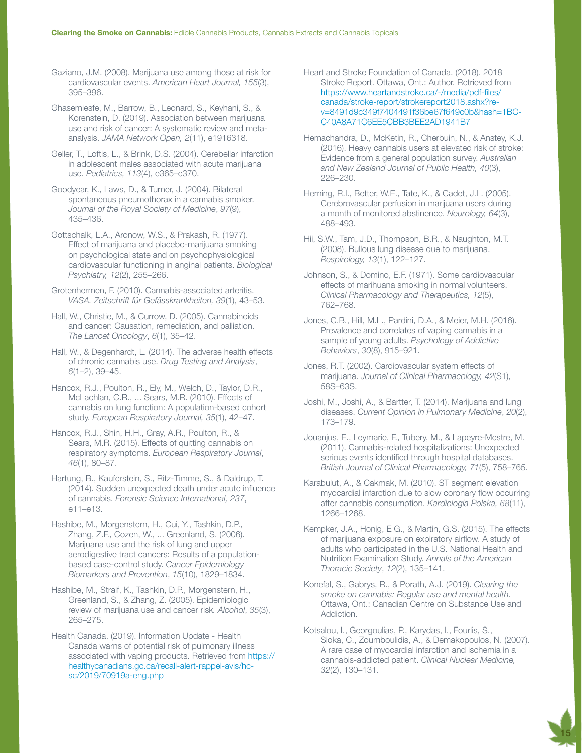Gaziano, J.M. (2008). Marijuana use among those at risk for cardiovascular events. *American Heart Journal, 155*(3), 395–396.

Ghasemiesfe, M., Barrow, B., Leonard, S., Keyhani, S., & Korenstein, D. (2019). Association between marijuana use and risk of cancer: A systematic review and meta-analysis. *JAMA Network Open, 2*(11), e1916318.

Geller, T., Loftis, L., & Brink, D.S. (2004). Cerebellar infarction in adolescent males associated with acute marijuana use. *Pediatrics, 113*(4), e365–e370.

Goodyear, K., Laws, D., & Turner, J. (2004). Bilateral spontaneous pneumothorax in a cannabis smoker. *Journal of the Royal Society of Medicine*, *97*(9), 435–436.

Gottschalk, L.A., Aronow, W.S., & Prakash, R. (1977). Effect of marijuana and placebo-marijuana smoking on psychological state and on psychophysiological cardiovascular functioning in anginal patients. *Biological Psychiatry, 12*(2), 255–266.

Grotenhermen, F. (2010). Cannabis-associated arteritis. *VASA. Zeitschrift für Gefässkrankheiten, 39*(1), 43–53.

Hall, W., Christie, M., & Currow, D. (2005). Cannabinoids and cancer: Causation, remediation, and palliation. *The Lancet Oncology*, *6*(1), 35–42.

Hall, W., & Degenhardt, L. (2014). The adverse health effects of chronic cannabis use. *Drug Testing and Analysis*, *6*(1–2), 39–45.

Hancox, R.J., Poulton, R., Ely, M., Welch, D., Taylor, D.R., McLachlan, C.R., ... Sears, M.R. (2010). Effects of cannabis on lung function: A population-based cohort study. *European Respiratory Journal, 35*(1), 42–47.

Hancox, R.J., Shin, H.H., Gray, A.R., Poulton, R., & Sears, M.R. (2015). Effects of quitting cannabis on respiratory symptoms. *European Respiratory Journal*, *46*(1), 80–87.

Hartung, B., Kauferstein, S., Ritz-Timme, S., & Daldrup, T. (2014). Sudden unexpected death under acute influence of cannabis. *Forensic Science International, 237*, e11–e13.

Hashibe, M., Morgenstern, H., Cui, Y., Tashkin, D.P., Zhang, Z.F., Cozen, W., ... Greenland, S. (2006). Marijuana use and the risk of lung and upper aerodigestive tract cancers: Results of a population-based case-control study. *Cancer Epidemiology Biomarkers and Prevention*, *15*(10), 1829–1834.

Hashibe, M., Straif, K., Tashkin, D.P., Morgenstern, H., Greenland, S., & Zhang, Z. (2005). Epidemiologic review of marijuana use and cancer risk. *Alcohol*, *35*(3), 265–275.

Health Canada. (2019). Information Update - Health Canada warns of potential risk of pulmonary illness associated with vaping products. Retrieved from https://healthycanadians.gc.ca/recall-alert-rappel-avis/hc-sc/2019/70919a-eng.php

Heart and Stroke Foundation of Canada. (2018). 2018 Stroke Report. Ottawa, Ont.: Author. Retrieved from https://www.heartandstroke.ca/-/media/pdf-files/canada/stroke-report/strokereport2018.ashx?re-v=8491d9c349f7404491f36be67f649c0b&hash=1BC-C40A8A71C6EE5CBB3BEE2AD1941B7

Hemachandra, D., McKetin, R., Cherbuin, N., & Anstey, K.J. (2016). Heavy cannabis users at elevated risk of stroke: Evidence from a general population survey. *Australian and New Zealand Journal of Public Health, 40*(3), 226–230.

Herning, R.I., Better, W.E., Tate, K., & Cadet, J.L. (2005). Cerebrovascular perfusion in marijuana users during a month of monitored abstinence. *Neurology, 64*(3), 488–493.

Hii, S.W., Tam, J.D., Thompson, B.R., & Naughton, M.T. (2008). Bullous lung disease due to marijuana. *Respirology, 13*(1), 122–127.

Johnson, S., & Domino, E.F. (1971). Some cardiovascular effects of marihuana smoking in normal volunteers. *Clinical Pharmacology and Therapeutics, 12*(5), 762–768.

Jones, C.B., Hill, M.L., Pardini, D.A., & Meier, M.H. (2016). Prevalence and correlates of vaping cannabis in a sample of young adults. *Psychology of Addictive Behaviors*, *30*(8), 915–921.

Jones, R.T. (2002). Cardiovascular system effects of marijuana. *Journal of Clinical Pharmacology, 42*(S1), 58S–63S.

Joshi, M., Joshi, A., & Bartter, T. (2014). Marijuana and lung diseases. *Current Opinion in Pulmonary Medicine*, *20*(2), 173–179.

Jouanjus, E., Leymarie, F., Tubery, M., & Lapeyre-Mestre, M. (2011). Cannabis-related hospitalizations: Unexpected serious events identified through hospital databases. *British Journal of Clinical Pharmacology, 71*(5), 758–765.

Karabulut, A., & Cakmak, M. (2010). ST segment elevation myocardial infarction due to slow coronary flow occurring after cannabis consumption. *Kardiologia Polska, 68*(11), 1266–1268.

Kempker, J.A., Honig, E G., & Martin, G.S. (2015). The effects of marijuana exposure on expiratory airflow. A study of adults who participated in the U.S. National Health and Nutrition Examination Study. *Annals of the American Thoracic Society*, *12*(2), 135–141.

Konefal, S., Gabrys, R., & Porath, A.J. (2019). *Clearing the smoke on cannabis: Regular use and mental health*. Ottawa, Ont.: Canadian Centre on Substance Use and Addiction.

Kotsalou, I., Georgoulias, P., Karydas, I., Fourlis, S., Sioka, C., Zoumboulidis, A., & Demakopoulos, N. (2007). A rare case of myocardial infarction and ischemia in a cannabis-addicted patient. *Clinical Nuclear Medicine, 32*(2), 130–131.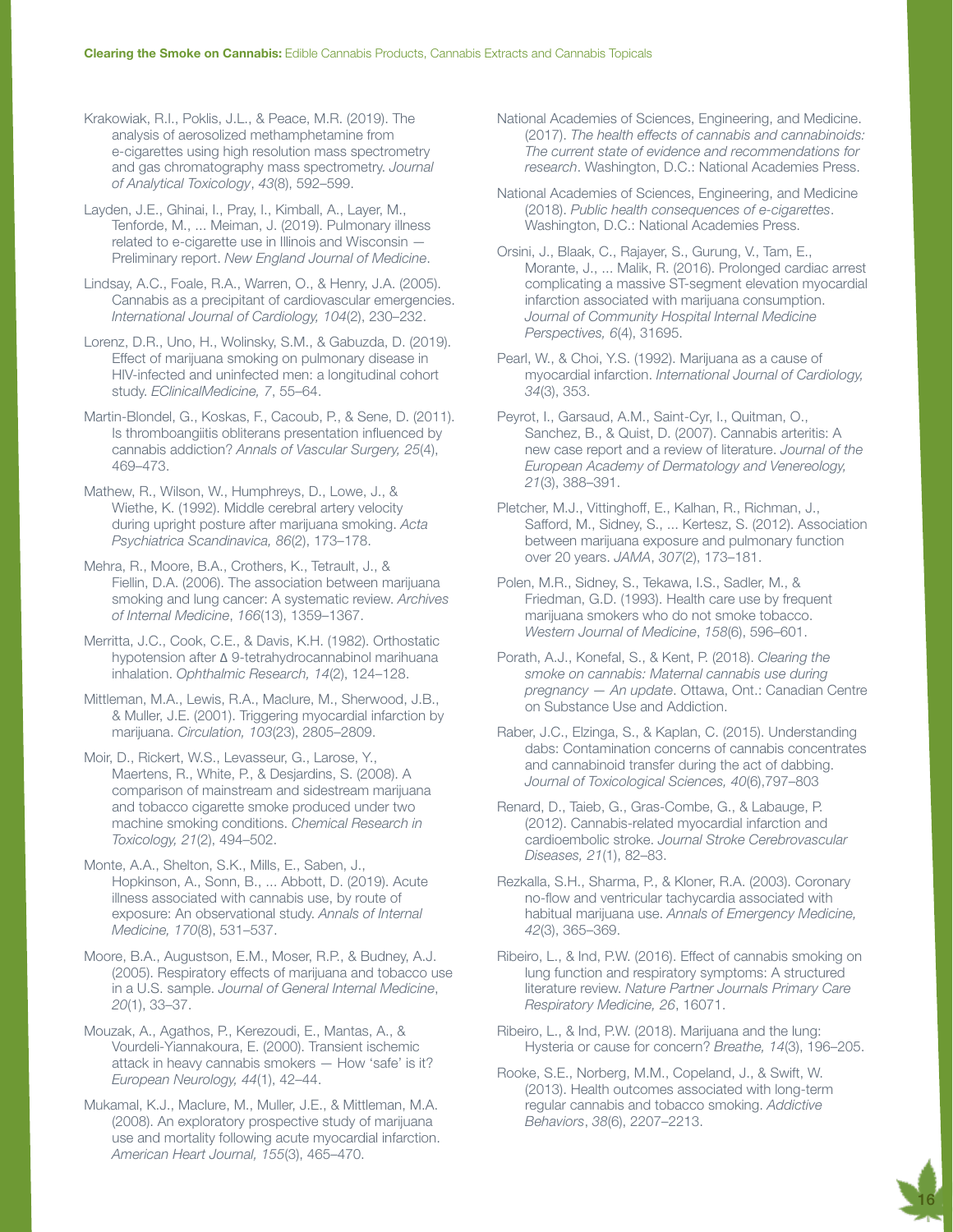Krakowiak, R.I., Poklis, J.L., & Peace, M.R. (2019). The analysis of aerosolized methamphetamine from e-cigarettes using high resolution mass spectrometry and gas chromatography mass spectrometry. *Journal of Analytical Toxicology*, *43*(8), 592–599.

Layden, J.E., Ghinai, I., Pray, I., Kimball, A., Layer, M., Tenforde, M., ... Meiman, J. (2019). Pulmonary illness related to e-cigarette use in Illinois and Wisconsin — Preliminary report. *New England Journal of Medicine*.

Lindsay, A.C., Foale, R.A., Warren, O., & Henry, J.A. (2005). Cannabis as a precipitant of cardiovascular emergencies. *International Journal of Cardiology, 104*(2), 230–232.

Lorenz, D.R., Uno, H., Wolinsky, S.M., & Gabuzda, D. (2019). Effect of marijuana smoking on pulmonary disease in HIV-infected and uninfected men: a longitudinal cohort study. *EClinicalMedicine, 7*, 55–64.

Martin-Blondel, G., Koskas, F., Cacoub, P., & Sene, D. (2011). Is thromboangiitis obliterans presentation influenced by cannabis addiction? *Annals of Vascular Surgery, 25*(4), 469–473.

Mathew, R., Wilson, W., Humphreys, D., Lowe, J., & Wiethe, K. (1992). Middle cerebral artery velocity during upright posture after marijuana smoking. *Acta Psychiatrica Scandinavica, 86*(2), 173–178.

Mehra, R., Moore, B.A., Crothers, K., Tetrault, J., & Fiellin, D.A. (2006). The association between marijuana smoking and lung cancer: A systematic review. *Archives of Internal Medicine*, *166*(13), 1359–1367.

Merritta, J.C., Cook, C.E., & Davis, K.H. (1982). Orthostatic hypotension after Δ 9-tetrahydrocannabinol marihuana inhalation. *Ophthalmic Research, 14*(2), 124–128.

Mittleman, M.A., Lewis, R.A., Maclure, M., Sherwood, J.B., & Muller, J.E. (2001). Triggering myocardial infarction by marijuana. *Circulation, 103*(23), 2805–2809.

Moir, D., Rickert, W.S., Levasseur, G., Larose, Y., Maertens, R., White, P., & Desjardins, S. (2008). A comparison of mainstream and sidestream marijuana and tobacco cigarette smoke produced under two machine smoking conditions. *Chemical Research in Toxicology, 21*(2), 494–502.

Monte, A.A., Shelton, S.K., Mills, E., Saben, J., Hopkinson, A., Sonn, B., ... Abbott, D. (2019). Acute illness associated with cannabis use, by route of exposure: An observational study. *Annals of Internal Medicine, 170*(8), 531–537.

Moore, B.A., Augustson, E.M., Moser, R.P., & Budney, A.J. (2005). Respiratory effects of marijuana and tobacco use in a U.S. sample. *Journal of General Internal Medicine*, *20*(1), 33–37.

Mouzak, A., Agathos, P., Kerezoudi, E., Mantas, A., & Vourdeli-Yiannakoura, E. (2000). Transient ischemic attack in heavy cannabis smokers — How 'safe' is it? *European Neurology, 44*(1), 42–44.

Mukamal, K.J., Maclure, M., Muller, J.E., & Mittleman, M.A. (2008). An exploratory prospective study of marijuana use and mortality following acute myocardial infarction. *American Heart Journal, 155*(3), 465–470.

National Academies of Sciences, Engineering, and Medicine. (2017). *The health effects of cannabis and cannabinoids: The current state of evidence and recommendations for research*. Washington, D.C.: National Academies Press.

National Academies of Sciences, Engineering, and Medicine (2018). *Public health consequences of e-cigarettes*. Washington, D.C.: National Academies Press.

Orsini, J., Blaak, C., Rajayer, S., Gurung, V., Tam, E., Morante, J., ... Malik, R. (2016). Prolonged cardiac arrest complicating a massive ST-segment elevation myocardial infarction associated with marijuana consumption. *Journal of Community Hospital Internal Medicine Perspectives, 6*(4), 31695.

Pearl, W., & Choi, Y.S. (1992). Marijuana as a cause of myocardial infarction. *International Journal of Cardiology, 34*(3), 353.

Peyrot, I., Garsaud, A.M., Saint-Cyr, I., Quitman, O., Sanchez, B., & Quist, D. (2007). Cannabis arteritis: A new case report and a review of literature. *Journal of the European Academy of Dermatology and Venereology, 21*(3), 388–391.

Pletcher, M.J., Vittinghoff, E., Kalhan, R., Richman, J., Safford, M., Sidney, S., ... Kertesz, S. (2012). Association between marijuana exposure and pulmonary function over 20 years. *JAMA*, *307*(2), 173–181.

Polen, M.R., Sidney, S., Tekawa, I.S., Sadler, M., & Friedman, G.D. (1993). Health care use by frequent marijuana smokers who do not smoke tobacco. *Western Journal of Medicine*, *158*(6), 596–601.

Porath, A.J., Konefal, S., & Kent, P. (2018). *Clearing the smoke on cannabis: Maternal cannabis use during pregnancy — An update*. Ottawa, Ont.: Canadian Centre on Substance Use and Addiction.

Raber, J.C., Elzinga, S., & Kaplan, C. (2015). Understanding dabs: Contamination concerns of cannabis concentrates and cannabinoid transfer during the act of dabbing. *Journal of Toxicological Sciences, 40*(6),797–803

Renard, D., Taieb, G., Gras-Combe, G., & Labauge, P. (2012). Cannabis-related myocardial infarction and cardioembolic stroke. *Journal Stroke Cerebrovascular Diseases, 21*(1), 82–83.

Rezkalla, S.H., Sharma, P., & Kloner, R.A. (2003). Coronary no-flow and ventricular tachycardia associated with habitual marijuana use. *Annals of Emergency Medicine, 42*(3), 365–369.

Ribeiro, L., & Ind, P.W. (2016). Effect of cannabis smoking on lung function and respiratory symptoms: A structured literature review. *Nature Partner Journals Primary Care Respiratory Medicine, 26*, 16071.

Ribeiro, L., & Ind, P.W. (2018). Marijuana and the lung: Hysteria or cause for concern? *Breathe, 14*(3), 196–205.

Rooke, S.E., Norberg, M.M., Copeland, J., & Swift, W. (2013). Health outcomes associated with long-term regular cannabis and tobacco smoking. *Addictive Behaviors*, *38*(6), 2207–2213.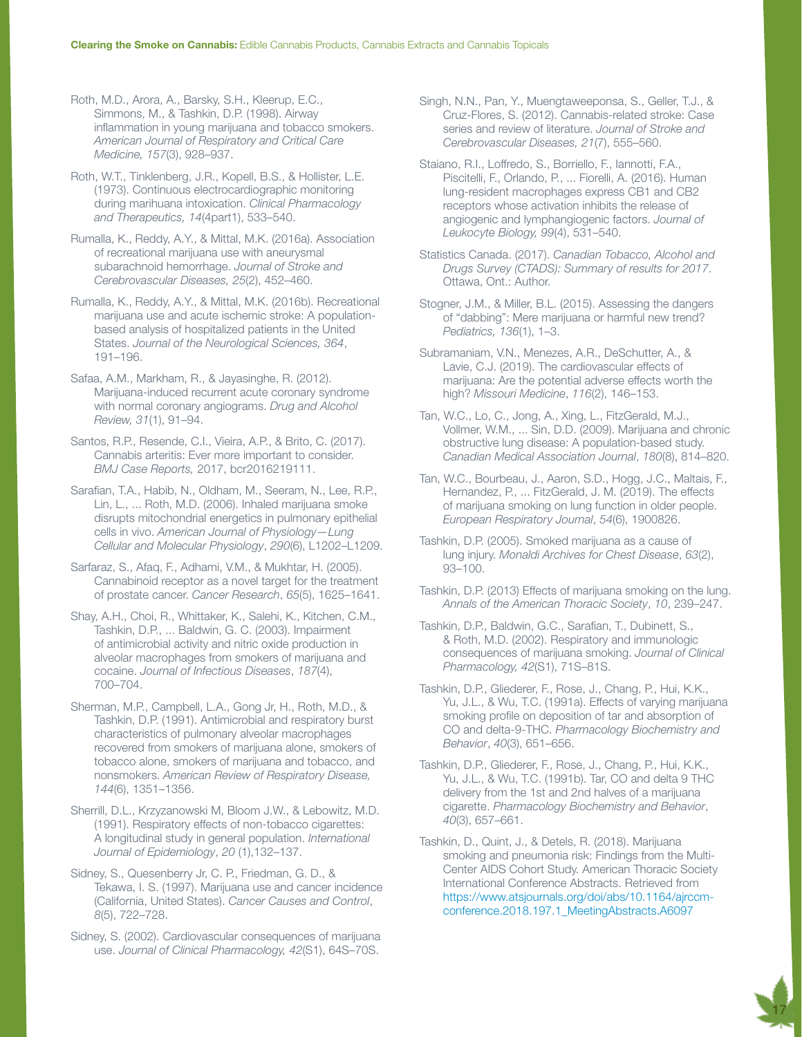Roth, M.D., Arora, A., Barsky, S.H., Kleerup, E.C., Simmons, M., & Tashkin, D.P. (1998). Airway inflammation in young marijuana and tobacco smokers. *American Journal of Respiratory and Critical Care Medicine, 157*(3), 928–937.

Roth, W.T., Tinklenberg, J.R., Kopell, B.S., & Hollister, L.E. (1973). Continuous electrocardiographic monitoring during marihuana intoxication. *Clinical Pharmacology and Therapeutics, 14*(4part1), 533–540.

Rumalla, K., Reddy, A.Y., & Mittal, M.K. (2016a). Association of recreational marijuana use with aneurysmal subarachnoid hemorrhage. *Journal of Stroke and Cerebrovascular Diseases, 25*(2), 452–460.

Rumalla, K., Reddy, A.Y., & Mittal, M.K. (2016b). Recreational marijuana use and acute ischemic stroke: A population-based analysis of hospitalized patients in the United States. *Journal of the Neurological Sciences, 364*, 191–196.

Safaa, A.M., Markham, R., & Jayasinghe, R. (2012). Marijuana-induced recurrent acute coronary syndrome with normal coronary angiograms. *Drug and Alcohol Review, 31*(1), 91–94.

Santos, R.P., Resende, C.I., Vieira, A.P., & Brito, C. (2017). Cannabis arteritis: Ever more important to consider. *BMJ Case Reports,* 2017, bcr2016219111.

Sarafian, T.A., Habib, N., Oldham, M., Seeram, N., Lee, R.P., Lin, L., ... Roth, M.D. (2006). Inhaled marijuana smoke disrupts mitochondrial energetics in pulmonary epithelial cells in vivo. *American Journal of Physiology—Lung Cellular and Molecular Physiology*, *290*(6), L1202–L1209.

Sarfaraz, S., Afaq, F., Adhami, V.M., & Mukhtar, H. (2005). Cannabinoid receptor as a novel target for the treatment of prostate cancer. *Cancer Research*, *65*(5), 1625–1641.

Shay, A.H., Choi, R., Whittaker, K., Salehi, K., Kitchen, C.M., Tashkin, D.P., ... Baldwin, G. C. (2003). Impairment of antimicrobial activity and nitric oxide production in alveolar macrophages from smokers of marijuana and cocaine. *Journal of Infectious Diseases*, *187*(4), 700–704.

Sherman, M.P., Campbell, L.A., Gong Jr, H., Roth, M.D., & Tashkin, D.P. (1991). Antimicrobial and respiratory burst characteristics of pulmonary alveolar macrophages recovered from smokers of marijuana alone, smokers of tobacco alone, smokers of marijuana and tobacco, and nonsmokers. *American Review of Respiratory Disease, 144*(6), 1351–1356.

Sherrill, D.L., Krzyzanowski M, Bloom J.W., & Lebowitz, M.D. (1991). Respiratory effects of non-tobacco cigarettes: A longitudinal study in general population. *International Journal of Epidemiology*, *20* (1),132–137.

Sidney, S., Quesenberry Jr, C. P., Friedman, G. D., & Tekawa, I. S. (1997). Marijuana use and cancer incidence (California, United States). *Cancer Causes and Control*, *8*(5), 722–728.

Sidney, S. (2002). Cardiovascular consequences of marijuana use. *Journal of Clinical Pharmacology, 42*(S1), 64S–70S.

Singh, N.N., Pan, Y., Muengtaweeponsa, S., Geller, T.J., & Cruz-Flores, S. (2012). Cannabis-related stroke: Case series and review of literature. *Journal of Stroke and Cerebrovascular Diseases, 21*(7), 555–560.

Staiano, R.I., Loffredo, S., Borriello, F., Iannotti, F.A., Piscitelli, F., Orlando, P., ... Fiorelli, A. (2016). Human lung-resident macrophages express CB1 and CB2 receptors whose activation inhibits the release of angiogenic and lymphangiogenic factors. *Journal of Leukocyte Biology, 99*(4), 531–540.

Statistics Canada. (2017). *Canadian Tobacco, Alcohol and Drugs Survey (CTADS): Summary of results for 2017*. Ottawa, Ont.: Author.

Stogner, J.M., & Miller, B.L. (2015). Assessing the dangers of "dabbing": Mere marijuana or harmful new trend? *Pediatrics, 136*(1), 1–3.

Subramaniam, V.N., Menezes, A.R., DeSchutter, A., & Lavie, C.J. (2019). The cardiovascular effects of marijuana: Are the potential adverse effects worth the high? *Missouri Medicine*, *116*(2), 146–153.

Tan, W.C., Lo, C., Jong, A., Xing, L., FitzGerald, M.J., Vollmer, W.M., ... Sin, D.D. (2009). Marijuana and chronic obstructive lung disease: A population-based study. *Canadian Medical Association Journal*, *180*(8), 814–820.

Tan, W.C., Bourbeau, J., Aaron, S.D., Hogg, J.C., Maltais, F., Hernandez, P., ... FitzGerald, J. M. (2019). The effects of marijuana smoking on lung function in older people. *European Respiratory Journal*, *54*(6), 1900826.

Tashkin, D.P. (2005). Smoked marijuana as a cause of lung injury. *Monaldi Archives for Chest Disease*, *63*(2), 93–100.

Tashkin, D.P. (2013) Effects of marijuana smoking on the lung. *Annals of the American Thoracic Society*, *10*, 239–247.

Tashkin, D.P., Baldwin, G.C., Sarafian, T., Dubinett, S., & Roth, M.D. (2002). Respiratory and immunologic consequences of marijuana smoking. *Journal of Clinical Pharmacology, 42*(S1), 71S–81S.

Tashkin, D.P., Gliederer, F., Rose, J., Chang, P., Hui, K.K., Yu, J.L., & Wu, T.C. (1991a). Effects of varying marijuana smoking profile on deposition of tar and absorption of CO and delta-9-THC. *Pharmacology Biochemistry and Behavior*, *40*(3), 651–656.

Tashkin, D.P., Gliederer, F., Rose, J., Chang, P., Hui, K.K., Yu, J.L., & Wu, T.C. (1991b). Tar, CO and delta 9 THC delivery from the 1st and 2nd halves of a marijuana cigarette. *Pharmacology Biochemistry and Behavior*, *40*(3), 657–661.

Tashkin, D., Quint, J., & Detels, R. (2018). Marijuana smoking and pneumonia risk: Findings from the Multi-Center AIDS Cohort Study. American Thoracic Society International Conference Abstracts. Retrieved from https://www.atsjournals.org/doi/abs/10.1164/ajrccm-conference.2018.197.1_MeetingAbstracts.A6097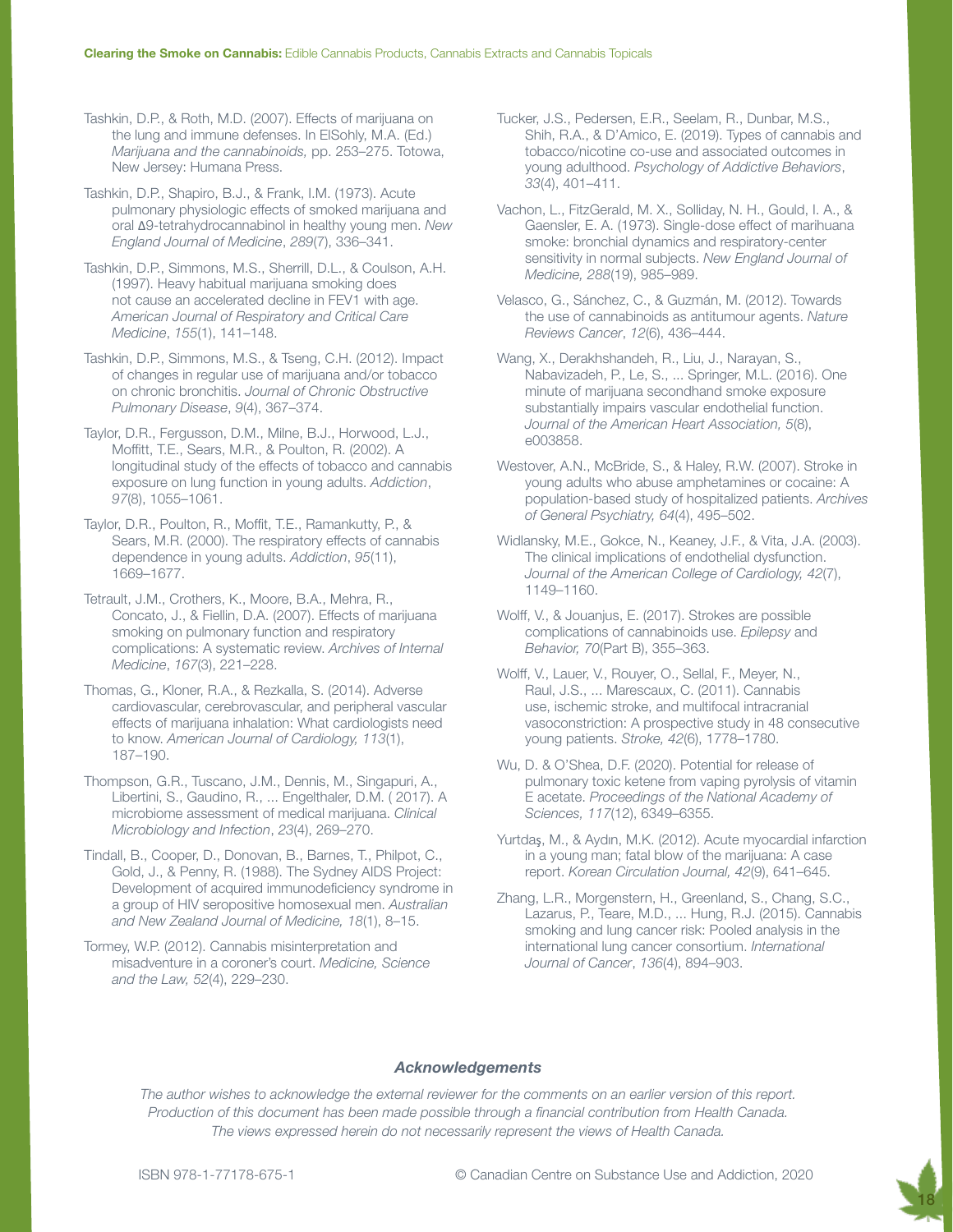Tashkin, D.P., & Roth, M.D. (2007). Effects of marijuana on the lung and immune defenses. In ElSohly, M.A. (Ed.) *Marijuana and the cannabinoids,* pp. 253–275. Totowa, New Jersey: Humana Press.

Tashkin, D.P., Shapiro, B.J., & Frank, I.M. (1973). Acute pulmonary physiologic effects of smoked marijuana and oral Δ9-tetrahydrocannabinol in healthy young men. *New England Journal of Medicine*, *289*(7), 336–341.

Tashkin, D.P., Simmons, M.S., Sherrill, D.L., & Coulson, A.H. (1997). Heavy habitual marijuana smoking does not cause an accelerated decline in FEV1 with age. *American Journal of Respiratory and Critical Care Medicine*, *155*(1), 141–148.

Tashkin, D.P., Simmons, M.S., & Tseng, C.H. (2012). Impact of changes in regular use of marijuana and/or tobacco on chronic bronchitis. *Journal of Chronic Obstructive Pulmonary Disease*, *9*(4), 367–374.

Taylor, D.R., Fergusson, D.M., Milne, B.J., Horwood, L.J., Moffitt, T.E., Sears, M.R., & Poulton, R. (2002). A longitudinal study of the effects of tobacco and cannabis exposure on lung function in young adults. *Addiction*, *97*(8), 1055–1061.

Taylor, D.R., Poulton, R., Moffit, T.E., Ramankutty, P., & Sears, M.R. (2000). The respiratory effects of cannabis dependence in young adults. *Addiction*, *95*(11), 1669–1677.

Tetrault, J.M., Crothers, K., Moore, B.A., Mehra, R., Concato, J., & Fiellin, D.A. (2007). Effects of marijuana smoking on pulmonary function and respiratory complications: A systematic review. *Archives of Internal Medicine*, *167*(3), 221–228.

Thomas, G., Kloner, R.A., & Rezkalla, S. (2014). Adverse cardiovascular, cerebrovascular, and peripheral vascular effects of marijuana inhalation: What cardiologists need to know. *American Journal of Cardiology, 113*(1), 187–190.

Thompson, G.R., Tuscano, J.M., Dennis, M., Singapuri, A., Libertini, S., Gaudino, R., ... Engelthaler, D.M. ( 2017). A microbiome assessment of medical marijuana. *Clinical Microbiology and Infection*, *23*(4), 269–270.

Tindall, B., Cooper, D., Donovan, B., Barnes, T., Philpot, C., Gold, J., & Penny, R. (1988). The Sydney AIDS Project: Development of acquired immunodeficiency syndrome in a group of HIV seropositive homosexual men. *Australian and New Zealand Journal of Medicine, 18*(1), 8–15.

Tormey, W.P. (2012). Cannabis misinterpretation and misadventure in a coroner's court. *Medicine, Science and the Law, 52*(4), 229–230.

Tucker, J.S., Pedersen, E.R., Seelam, R., Dunbar, M.S., Shih, R.A., & D'Amico, E. (2019). Types of cannabis and tobacco/nicotine co-use and associated outcomes in young adulthood. *Psychology of Addictive Behaviors*, *33*(4), 401–411.

Vachon, L., FitzGerald, M. X., Solliday, N. H., Gould, I. A., & Gaensler, E. A. (1973). Single-dose effect of marihuana smoke: bronchial dynamics and respiratory-center sensitivity in normal subjects. *New England Journal of Medicine, 288*(19), 985–989.

Velasco, G., Sánchez, C., & Guzmán, M. (2012). Towards the use of cannabinoids as antitumour agents. *Nature Reviews Cancer*, *12*(6), 436–444.

Wang, X., Derakhshandeh, R., Liu, J., Narayan, S., Nabavizadeh, P., Le, S., ... Springer, M.L. (2016). One minute of marijuana secondhand smoke exposure substantially impairs vascular endothelial function. *Journal of the American Heart Association, 5*(8), e003858.

Westover, A.N., McBride, S., & Haley, R.W. (2007). Stroke in young adults who abuse amphetamines or cocaine: A population-based study of hospitalized patients. *Archives of General Psychiatry, 64*(4), 495–502.

Widlansky, M.E., Gokce, N., Keaney, J.F., & Vita, J.A. (2003). The clinical implications of endothelial dysfunction. *Journal of the American College of Cardiology, 42*(7), 1149–1160.

Wolff, V., & Jouanjus, E. (2017). Strokes are possible complications of cannabinoids use. *Epilepsy* and *Behavior, 70*(Part B), 355–363.

Wolff, V., Lauer, V., Rouyer, O., Sellal, F., Meyer, N., Raul, J.S., ... Marescaux, C. (2011). Cannabis use, ischemic stroke, and multifocal intracranial vasoconstriction: A prospective study in 48 consecutive young patients. *Stroke, 42*(6), 1778–1780.

Wu, D. & O'Shea, D.F. (2020). Potential for release of pulmonary toxic ketene from vaping pyrolysis of vitamin E acetate. *Proceedings of the National Academy of Sciences, 117*(12), 6349–6355.

Yurtdaş, M., & Aydın, M.K. (2012). Acute myocardial infarction in a young man; fatal blow of the marijuana: A case report. *Korean Circulation Journal, 42*(9), 641–645.

Zhang, L.R., Morgenstern, H., Greenland, S., Chang, S.C., Lazarus, P., Teare, M.D., ... Hung, R.J. (2015). Cannabis smoking and lung cancer risk: Pooled analysis in the international lung cancer consortium. *International Journal of Cancer*, *136*(4), 894–903.

### *Acknowledgements*

*The author wishes to acknowledge the external reviewer for the comments on an earlier version of this report. Production of this document has been made possible through a financial contribution from Health Canada. The views expressed herein do not necessarily represent the views of Health Canada.*

ISBN 978-1-77178-675-1

© Canadian Centre on Substance Use and Addiction, 2020